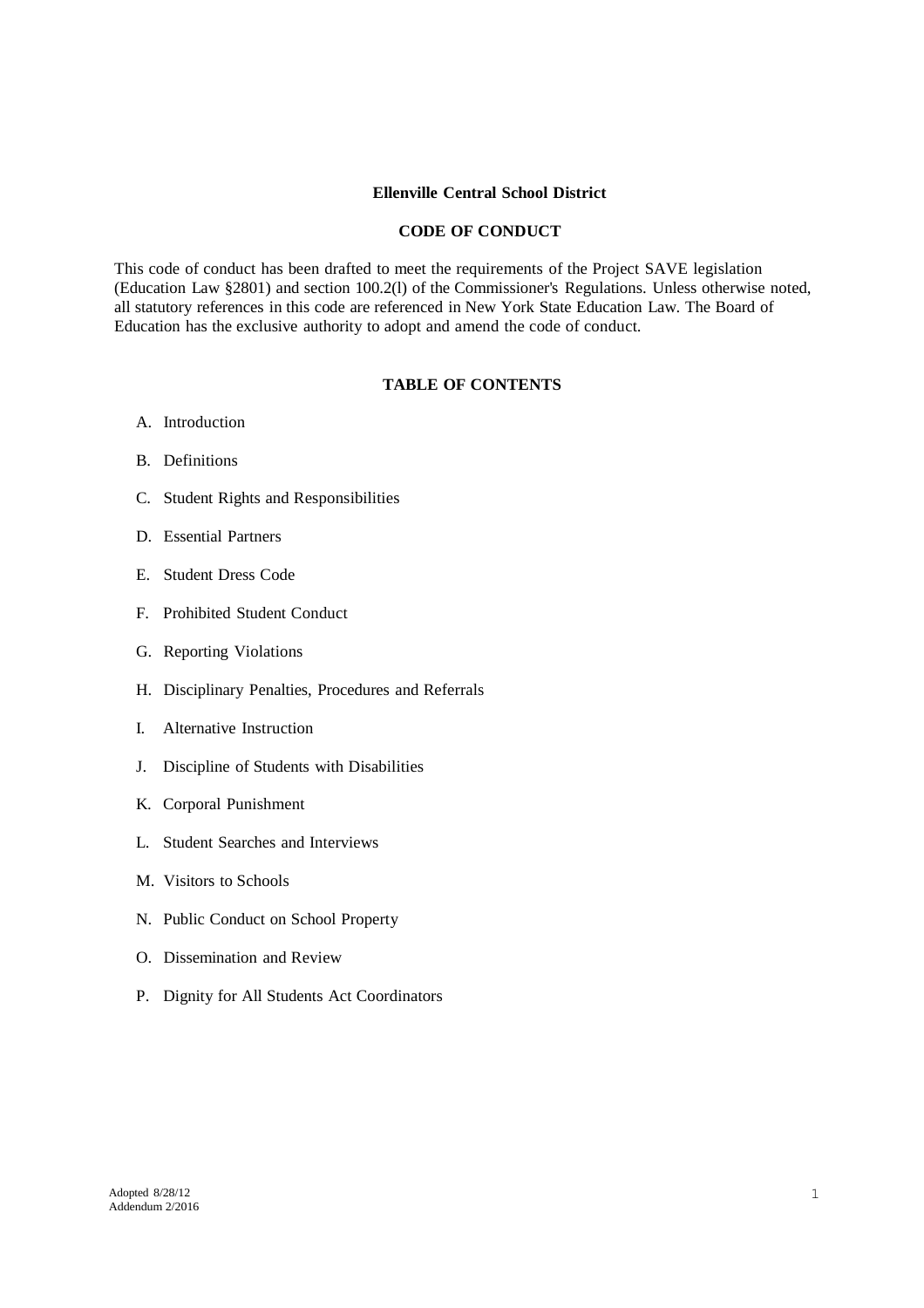# Ellenville Central School District

## CODE OF CONDUCT

This code of conduct has been drafted to meet the requirements of the Project SAVE legislation (Education Law §2801) and section 100.2(l) of the Commissioner's Regulations. Unless otherwise noted, all statutory references in this code are referenced in New York State Education Law. The Board of Education has the exclusive authority to adopt and amend the code of conduct.

## TABLE OF CONTENTS

A. Introduction

B. Definitions

C. Student Rights and Responsibilities

D. Essential Partners

E. Student Dress Code

F. Prohibited Student Conduct

G. Reporting Violations

H. Disciplinary Penalties, Procedures and Referrals

I. Alternative Instruction

J. Discipline of Students with Disabilities

K. Corporal Punishment

L. Student Searches and Interviews

M. Visitors to Schools

N. Public Conduct on School Property

O. Dissemination and Review

P. Dignity for All Students Act Coordinators

Adopted 8/28/12
Addendum 2/2016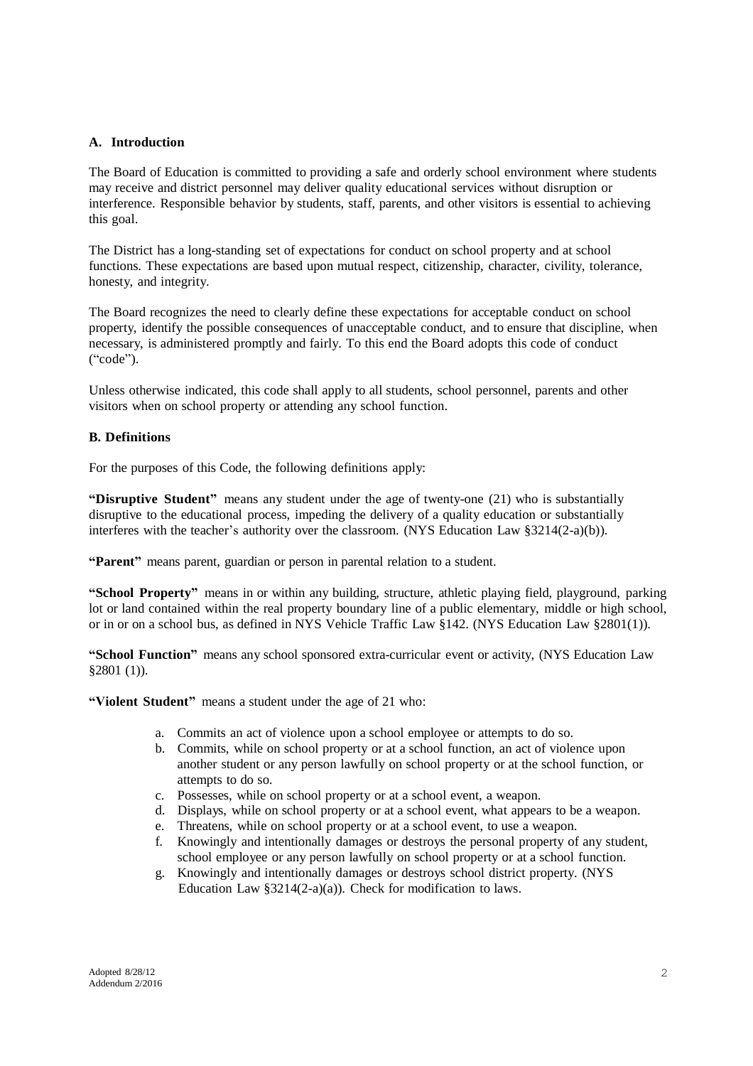### A. Introduction

The Board of Education is committed to providing a safe and orderly school environment where students may receive and district personnel may deliver quality educational services without disruption or interference. Responsible behavior by students, staff, parents, and other visitors is essential to achieving this goal.

The District has a long-standing set of expectations for conduct on school property and at school functions. These expectations are based upon mutual respect, citizenship, character, civility, tolerance, honesty, and integrity.

The Board recognizes the need to clearly define these expectations for acceptable conduct on school property, identify the possible consequences of unacceptable conduct, and to ensure that discipline, when necessary, is administered promptly and fairly. To this end the Board adopts this code of conduct ("code").

Unless otherwise indicated, this code shall apply to all students, school personnel, parents and other visitors when on school property or attending any school function.

### B. Definitions

For the purposes of this Code, the following definitions apply:

**"Disruptive Student"** means any student under the age of twenty-one (21) who is substantially disruptive to the educational process, impeding the delivery of a quality education or substantially interferes with the teacher's authority over the classroom. (NYS Education Law §3214(2-a)(b)).

**"Parent"** means parent, guardian or person in parental relation to a student.

**"School Property"** means in or within any building, structure, athletic playing field, playground, parking lot or land contained within the real property boundary line of a public elementary, middle or high school, or in or on a school bus, as defined in NYS Vehicle Traffic Law §142. (NYS Education Law §2801(1)).

**"School Function"** means any school sponsored extra-curricular event or activity, (NYS Education Law §2801 (1)).

**"Violent Student"** means a student under the age of 21 who:

a. Commits an act of violence upon a school employee or attempts to do so.
b. Commits, while on school property or at a school function, an act of violence upon another student or any person lawfully on school property or at the school function, or attempts to do so.
c. Possesses, while on school property or at a school event, a weapon.
d. Displays, while on school property or at a school event, what appears to be a weapon.
e. Threatens, while on school property or at a school event, to use a weapon.
f. Knowingly and intentionally damages or destroys the personal property of any student, school employee or any person lawfully on school property or at a school function.
g. Knowingly and intentionally damages or destroys school district property. (NYS Education Law §3214(2-a)(a)). Check for modification to laws.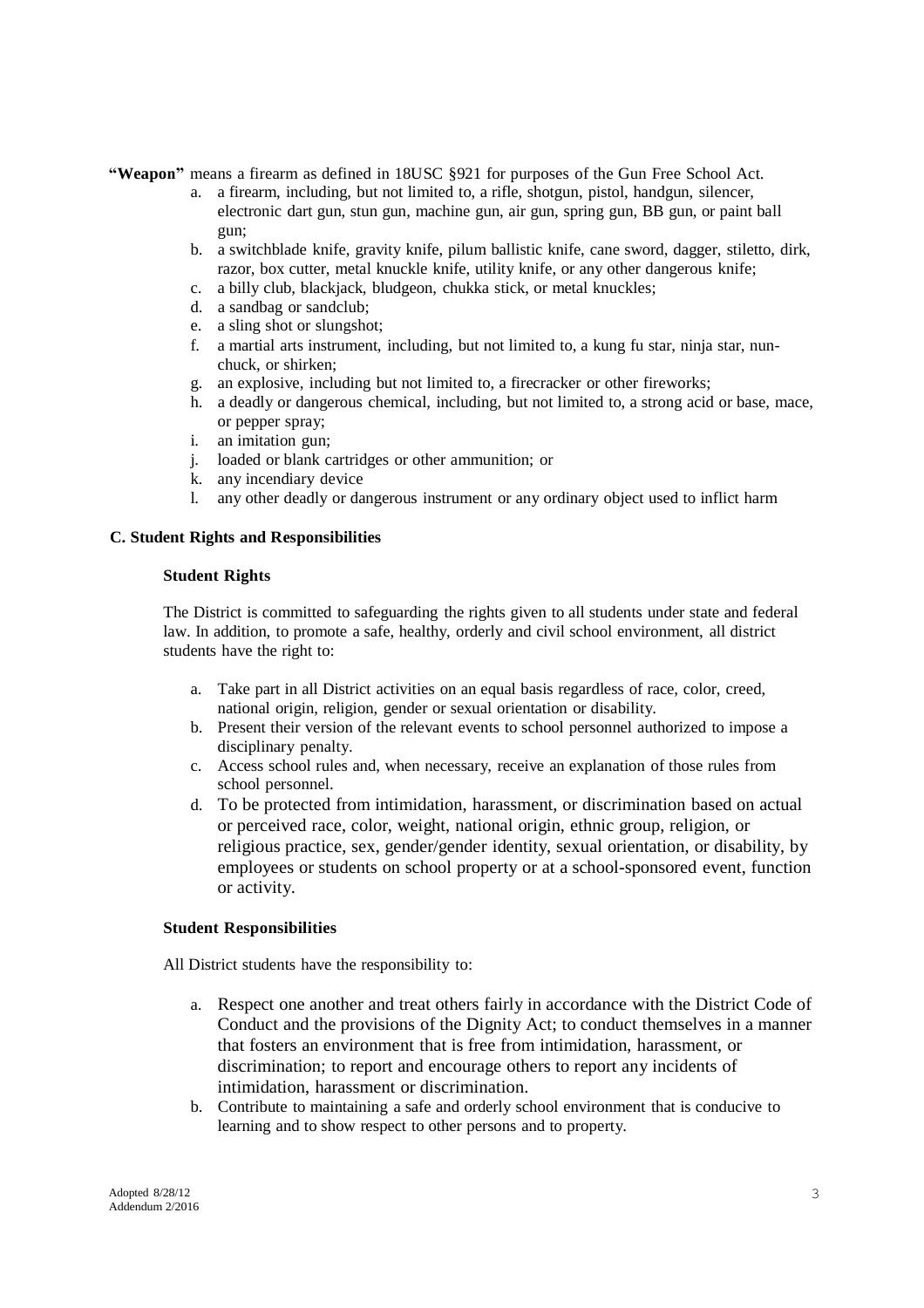**"Weapon"** means a firearm as defined in 18USC §921 for purposes of the Gun Free School Act.

a. a firearm, including, but not limited to, a rifle, shotgun, pistol, handgun, silencer, electronic dart gun, stun gun, machine gun, air gun, spring gun, BB gun, or paint ball gun;
b. a switchblade knife, gravity knife, pilum ballistic knife, cane sword, dagger, stiletto, dirk, razor, box cutter, metal knuckle knife, utility knife, or any other dangerous knife;
c. a billy club, blackjack, bludgeon, chukka stick, or metal knuckles;
d. a sandbag or sandclub;
e. a sling shot or slungshot;
f. a martial arts instrument, including, but not limited to, a kung fu star, ninja star, nun-chuck, or shirken;
g. an explosive, including but not limited to, a firecracker or other fireworks;
h. a deadly or dangerous chemical, including, but not limited to, a strong acid or base, mace, or pepper spray;
i. an imitation gun;
j. loaded or blank cartridges or other ammunition; or
k. any incendiary device
l. any other deadly or dangerous instrument or any ordinary object used to inflict harm

### C. Student Rights and Responsibilities

#### Student Rights

The District is committed to safeguarding the rights given to all students under state and federal law. In addition, to promote a safe, healthy, orderly and civil school environment, all district students have the right to:

a. Take part in all District activities on an equal basis regardless of race, color, creed, national origin, religion, gender or sexual orientation or disability.
b. Present their version of the relevant events to school personnel authorized to impose a disciplinary penalty.
c. Access school rules and, when necessary, receive an explanation of those rules from school personnel.
d. To be protected from intimidation, harassment, or discrimination based on actual or perceived race, color, weight, national origin, ethnic group, religion, or religious practice, sex, gender/gender identity, sexual orientation, or disability, by employees or students on school property or at a school-sponsored event, function or activity.

#### Student Responsibilities

All District students have the responsibility to:

a. Respect one another and treat others fairly in accordance with the District Code of Conduct and the provisions of the Dignity Act; to conduct themselves in a manner that fosters an environment that is free from intimidation, harassment, or discrimination; to report and encourage others to report any incidents of intimidation, harassment or discrimination.
b. Contribute to maintaining a safe and orderly school environment that is conducive to learning and to show respect to other persons and to property.

Adopted 8/28/12
Addendum 2/2016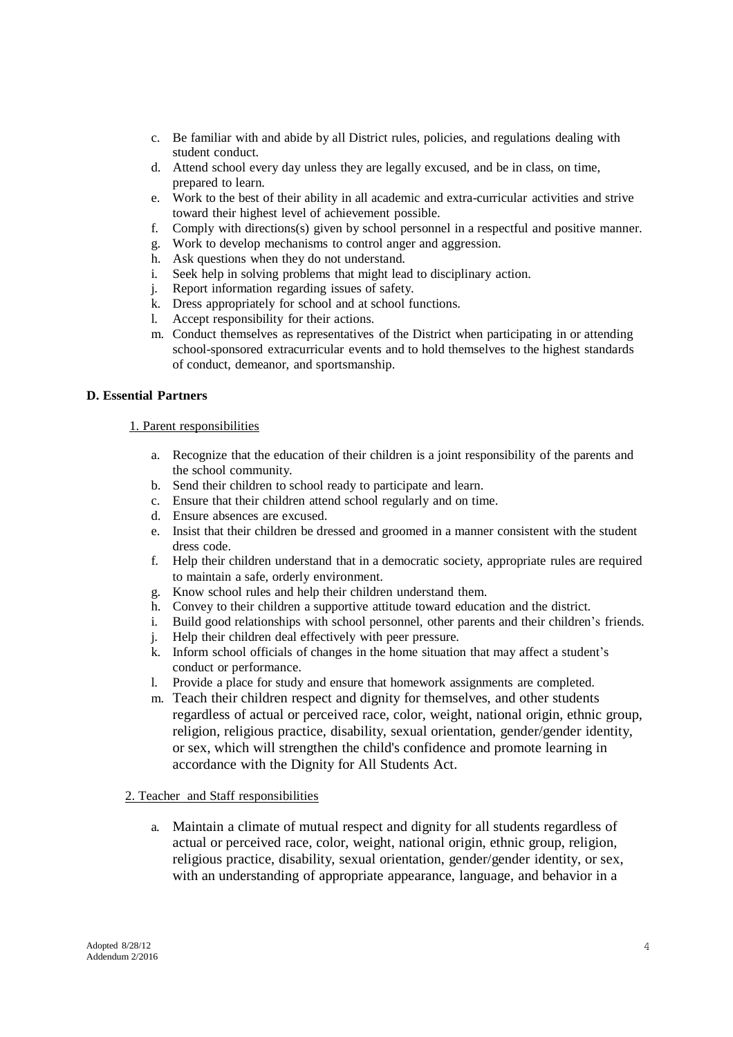c. Be familiar with and abide by all District rules, policies, and regulations dealing with student conduct.
d. Attend school every day unless they are legally excused, and be in class, on time, prepared to learn.
e. Work to the best of their ability in all academic and extra-curricular activities and strive toward their highest level of achievement possible.
f. Comply with directions(s) given by school personnel in a respectful and positive manner.
g. Work to develop mechanisms to control anger and aggression.
h. Ask questions when they do not understand.
i. Seek help in solving problems that might lead to disciplinary action.
j. Report information regarding issues of safety.
k. Dress appropriately for school and at school functions.
l. Accept responsibility for their actions.
m. Conduct themselves as representatives of the District when participating in or attending school-sponsored extracurricular events and to hold themselves to the highest standards of conduct, demeanor, and sportsmanship.

**D. Essential Partners**

1. Parent responsibilities

a. Recognize that the education of their children is a joint responsibility of the parents and the school community.
b. Send their children to school ready to participate and learn.
c. Ensure that their children attend school regularly and on time.
d. Ensure absences are excused.
e. Insist that their children be dressed and groomed in a manner consistent with the student dress code.
f. Help their children understand that in a democratic society, appropriate rules are required to maintain a safe, orderly environment.
g. Know school rules and help their children understand them.
h. Convey to their children a supportive attitude toward education and the district.
i. Build good relationships with school personnel, other parents and their children's friends.
j. Help their children deal effectively with peer pressure.
k. Inform school officials of changes in the home situation that may affect a student's conduct or performance.
l. Provide a place for study and ensure that homework assignments are completed.
m. Teach their children respect and dignity for themselves, and other students regardless of actual or perceived race, color, weight, national origin, ethnic group, religion, religious practice, disability, sexual orientation, gender/gender identity, or sex, which will strengthen the child's confidence and promote learning in accordance with the Dignity for All Students Act.

2. Teacher and Staff responsibilities

a. Maintain a climate of mutual respect and dignity for all students regardless of actual or perceived race, color, weight, national origin, ethnic group, religion, religious practice, disability, sexual orientation, gender/gender identity, or sex, with an understanding of appropriate appearance, language, and behavior in a

Adopted 8/28/12
Addendum 2/2016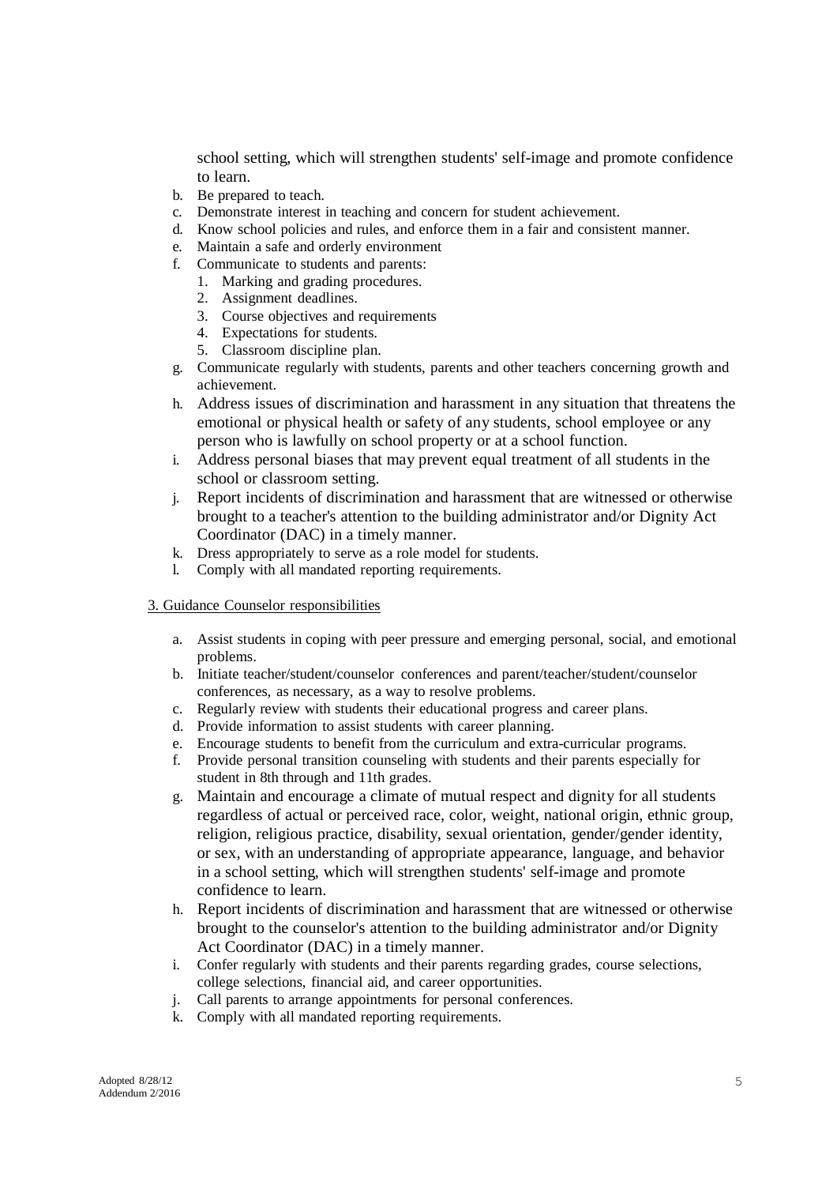school setting, which will strengthen students' self-image and promote confidence to learn.

b. Be prepared to teach.
c. Demonstrate interest in teaching and concern for student achievement.
d. Know school policies and rules, and enforce them in a fair and consistent manner.
e. Maintain a safe and orderly environment
f. Communicate to students and parents:
    1. Marking and grading procedures.
    2. Assignment deadlines.
    3. Course objectives and requirements
    4. Expectations for students.
    5. Classroom discipline plan.
g. Communicate regularly with students, parents and other teachers concerning growth and achievement.
h. Address issues of discrimination and harassment in any situation that threatens the emotional or physical health or safety of any students, school employee or any person who is lawfully on school property or at a school function.
i. Address personal biases that may prevent equal treatment of all students in the school or classroom setting.
j. Report incidents of discrimination and harassment that are witnessed or otherwise brought to a teacher's attention to the building administrator and/or Dignity Act Coordinator (DAC) in a timely manner.
k. Dress appropriately to serve as a role model for students.
l. Comply with all mandated reporting requirements.

3. Guidance Counselor responsibilities

a. Assist students in coping with peer pressure and emerging personal, social, and emotional problems.
b. Initiate teacher/student/counselor conferences and parent/teacher/student/counselor conferences, as necessary, as a way to resolve problems.
c. Regularly review with students their educational progress and career plans.
d. Provide information to assist students with career planning.
e. Encourage students to benefit from the curriculum and extra-curricular programs.
f. Provide personal transition counseling with students and their parents especially for student in 8th through and 11th grades.
g. Maintain and encourage a climate of mutual respect and dignity for all students regardless of actual or perceived race, color, weight, national origin, ethnic group, religion, religious practice, disability, sexual orientation, gender/gender identity, or sex, with an understanding of appropriate appearance, language, and behavior in a school setting, which will strengthen students' self-image and promote confidence to learn.
h. Report incidents of discrimination and harassment that are witnessed or otherwise brought to the counselor's attention to the building administrator and/or Dignity Act Coordinator (DAC) in a timely manner.
i. Confer regularly with students and their parents regarding grades, course selections, college selections, financial aid, and career opportunities.
j. Call parents to arrange appointments for personal conferences.
k. Comply with all mandated reporting requirements.

Adopted 8/28/12
Addendum 2/2016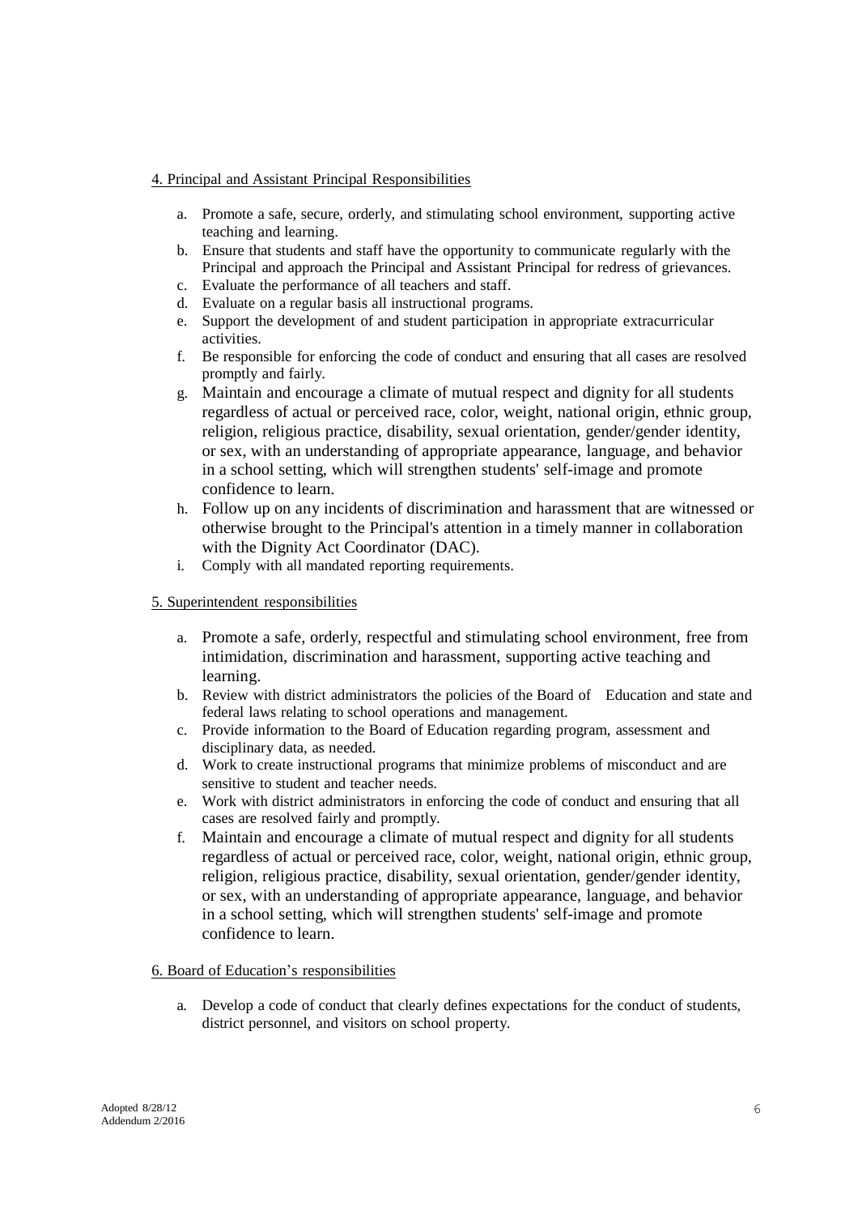4. Principal and Assistant Principal Responsibilities

a. Promote a safe, secure, orderly, and stimulating school environment, supporting active teaching and learning.
b. Ensure that students and staff have the opportunity to communicate regularly with the Principal and approach the Principal and Assistant Principal for redress of grievances.
c. Evaluate the performance of all teachers and staff.
d. Evaluate on a regular basis all instructional programs.
e. Support the development of and student participation in appropriate extracurricular activities.
f. Be responsible for enforcing the code of conduct and ensuring that all cases are resolved promptly and fairly.
g. Maintain and encourage a climate of mutual respect and dignity for all students regardless of actual or perceived race, color, weight, national origin, ethnic group, religion, religious practice, disability, sexual orientation, gender/gender identity, or sex, with an understanding of appropriate appearance, language, and behavior in a school setting, which will strengthen students' self-image and promote confidence to learn.
h. Follow up on any incidents of discrimination and harassment that are witnessed or otherwise brought to the Principal's attention in a timely manner in collaboration with the Dignity Act Coordinator (DAC).
i. Comply with all mandated reporting requirements.

5. Superintendent responsibilities

a. Promote a safe, orderly, respectful and stimulating school environment, free from intimidation, discrimination and harassment, supporting active teaching and learning.
b. Review with district administrators the policies of the Board of Education and state and federal laws relating to school operations and management.
c. Provide information to the Board of Education regarding program, assessment and disciplinary data, as needed.
d. Work to create instructional programs that minimize problems of misconduct and are sensitive to student and teacher needs.
e. Work with district administrators in enforcing the code of conduct and ensuring that all cases are resolved fairly and promptly.
f. Maintain and encourage a climate of mutual respect and dignity for all students regardless of actual or perceived race, color, weight, national origin, ethnic group, religion, religious practice, disability, sexual orientation, gender/gender identity, or sex, with an understanding of appropriate appearance, language, and behavior in a school setting, which will strengthen students' self-image and promote confidence to learn.

6. Board of Education's responsibilities

a. Develop a code of conduct that clearly defines expectations for the conduct of students, district personnel, and visitors on school property.

Adopted 8/28/12
Addendum 2/2016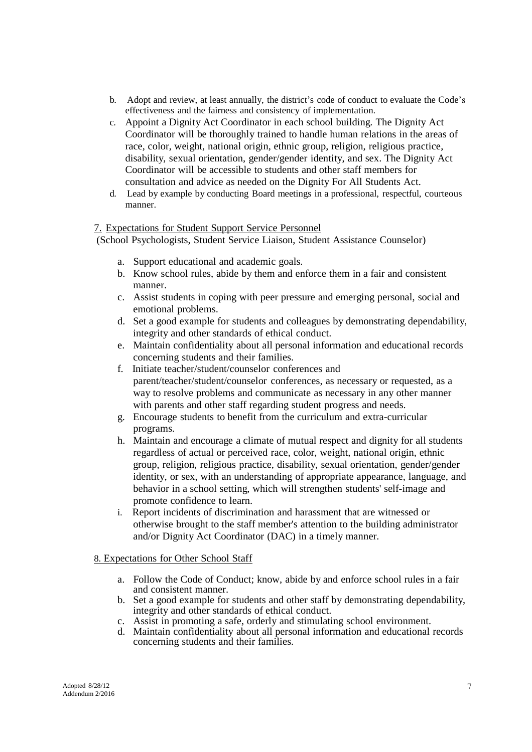b. Adopt and review, at least annually, the district's code of conduct to evaluate the Code's effectiveness and the fairness and consistency of implementation.
c. Appoint a Dignity Act Coordinator in each school building. The Dignity Act Coordinator will be thoroughly trained to handle human relations in the areas of race, color, weight, national origin, ethnic group, religion, religious practice, disability, sexual orientation, gender/gender identity, and sex. The Dignity Act Coordinator will be accessible to students and other staff members for consultation and advice as needed on the Dignity For All Students Act.
d. Lead by example by conducting Board meetings in a professional, respectful, courteous manner.

7. Expectations for Student Support Service Personnel
(School Psychologists, Student Service Liaison, Student Assistance Counselor)

a. Support educational and academic goals.
b. Know school rules, abide by them and enforce them in a fair and consistent manner.
c. Assist students in coping with peer pressure and emerging personal, social and emotional problems.
d. Set a good example for students and colleagues by demonstrating dependability, integrity and other standards of ethical conduct.
e. Maintain confidentiality about all personal information and educational records concerning students and their families.
f. Initiate teacher/student/counselor conferences and parent/teacher/student/counselor conferences, as necessary or requested, as a way to resolve problems and communicate as necessary in any other manner with parents and other staff regarding student progress and needs.
g. Encourage students to benefit from the curriculum and extra-curricular programs.
h. Maintain and encourage a climate of mutual respect and dignity for all students regardless of actual or perceived race, color, weight, national origin, ethnic group, religion, religious practice, disability, sexual orientation, gender/gender identity, or sex, with an understanding of appropriate appearance, language, and behavior in a school setting, which will strengthen students' self-image and promote confidence to learn.
i. Report incidents of discrimination and harassment that are witnessed or otherwise brought to the staff member's attention to the building administrator and/or Dignity Act Coordinator (DAC) in a timely manner.

8. Expectations for Other School Staff

a. Follow the Code of Conduct; know, abide by and enforce school rules in a fair and consistent manner.
b. Set a good example for students and other staff by demonstrating dependability, integrity and other standards of ethical conduct.
c. Assist in promoting a safe, orderly and stimulating school environment.
d. Maintain confidentiality about all personal information and educational records concerning students and their families.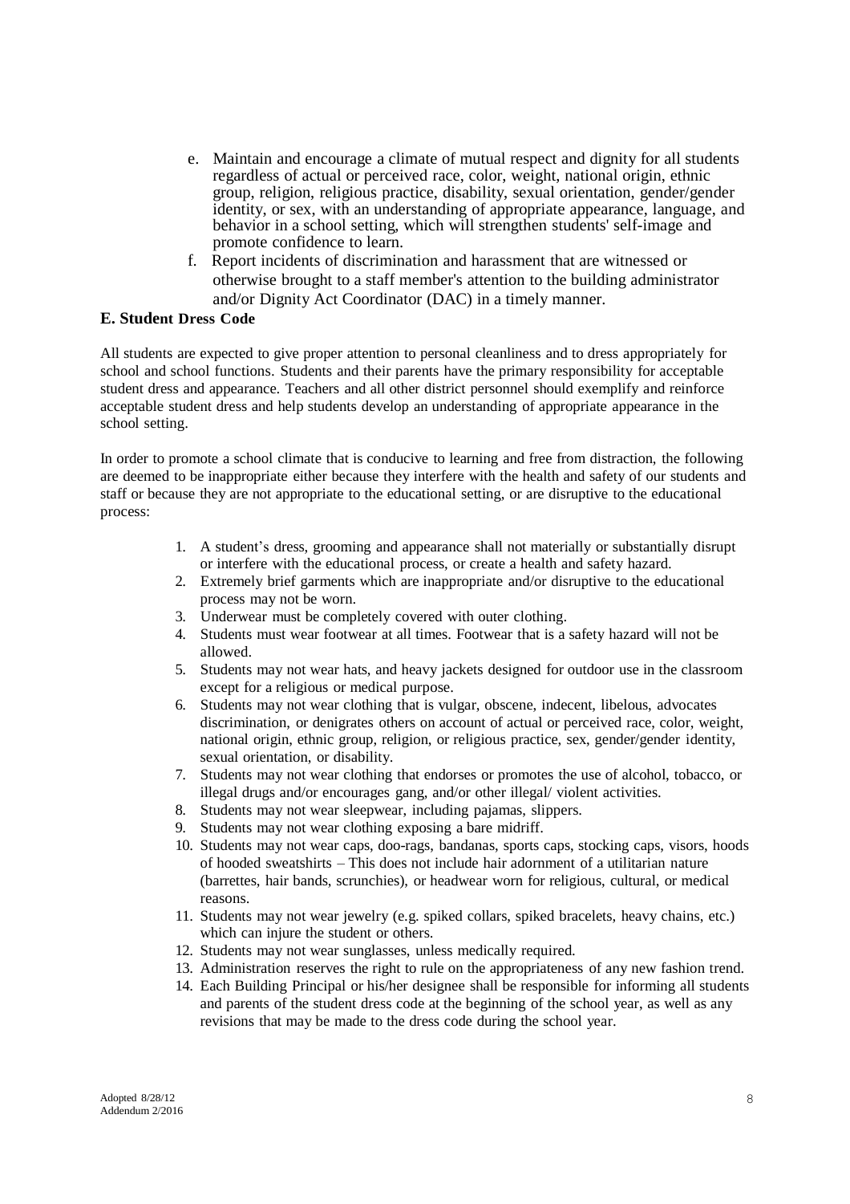e. Maintain and encourage a climate of mutual respect and dignity for all students regardless of actual or perceived race, color, weight, national origin, ethnic group, religion, religious practice, disability, sexual orientation, gender/gender identity, or sex, with an understanding of appropriate appearance, language, and behavior in a school setting, which will strengthen students' self-image and promote confidence to learn.

f. Report incidents of discrimination and harassment that are witnessed or otherwise brought to a staff member's attention to the building administrator and/or Dignity Act Coordinator (DAC) in a timely manner.

### E. Student Dress Code

All students are expected to give proper attention to personal cleanliness and to dress appropriately for school and school functions. Students and their parents have the primary responsibility for acceptable student dress and appearance. Teachers and all other district personnel should exemplify and reinforce acceptable student dress and help students develop an understanding of appropriate appearance in the school setting.

In order to promote a school climate that is conducive to learning and free from distraction, the following are deemed to be inappropriate either because they interfere with the health and safety of our students and staff or because they are not appropriate to the educational setting, or are disruptive to the educational process:

1. A student's dress, grooming and appearance shall not materially or substantially disrupt or interfere with the educational process, or create a health and safety hazard.
2. Extremely brief garments which are inappropriate and/or disruptive to the educational process may not be worn.
3. Underwear must be completely covered with outer clothing.
4. Students must wear footwear at all times. Footwear that is a safety hazard will not be allowed.
5. Students may not wear hats, and heavy jackets designed for outdoor use in the classroom except for a religious or medical purpose.
6. Students may not wear clothing that is vulgar, obscene, indecent, libelous, advocates discrimination, or denigrates others on account of actual or perceived race, color, weight, national origin, ethnic group, religion, or religious practice, sex, gender/gender identity, sexual orientation, or disability.
7. Students may not wear clothing that endorses or promotes the use of alcohol, tobacco, or illegal drugs and/or encourages gang, and/or other illegal/ violent activities.
8. Students may not wear sleepwear, including pajamas, slippers.
9. Students may not wear clothing exposing a bare midriff.
10. Students may not wear caps, doo-rags, bandanas, sports caps, stocking caps, visors, hoods of hooded sweatshirts – This does not include hair adornment of a utilitarian nature (barrettes, hair bands, scrunchies), or headwear worn for religious, cultural, or medical reasons.
11. Students may not wear jewelry (e.g. spiked collars, spiked bracelets, heavy chains, etc.) which can injure the student or others.
12. Students may not wear sunglasses, unless medically required.
13. Administration reserves the right to rule on the appropriateness of any new fashion trend.
14. Each Building Principal or his/her designee shall be responsible for informing all students and parents of the student dress code at the beginning of the school year, as well as any revisions that may be made to the dress code during the school year.

Adopted 8/28/12
Addendum 2/2016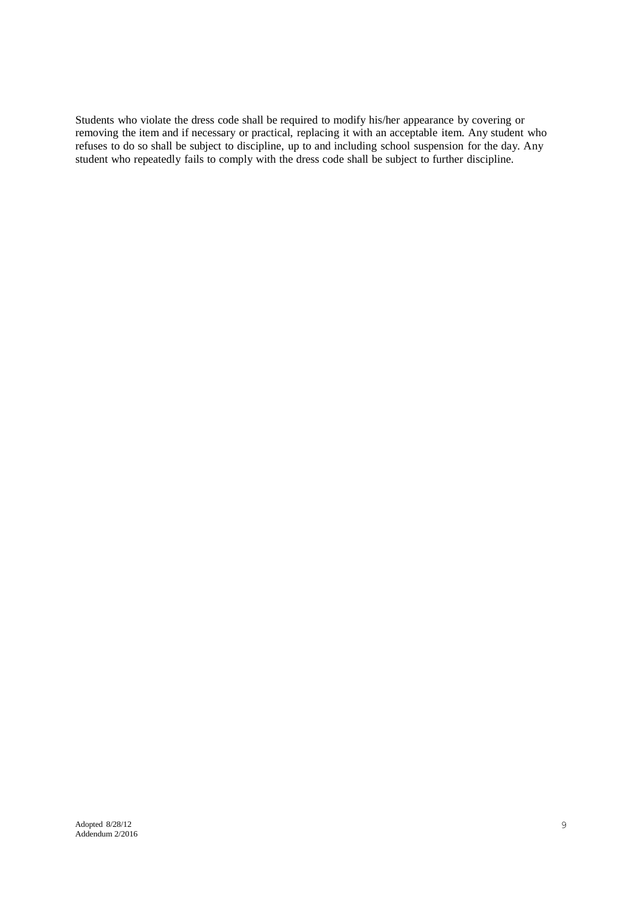Students who violate the dress code shall be required to modify his/her appearance by covering or removing the item and if necessary or practical, replacing it with an acceptable item. Any student who refuses to do so shall be subject to discipline, up to and including school suspension for the day. Any student who repeatedly fails to comply with the dress code shall be subject to further discipline.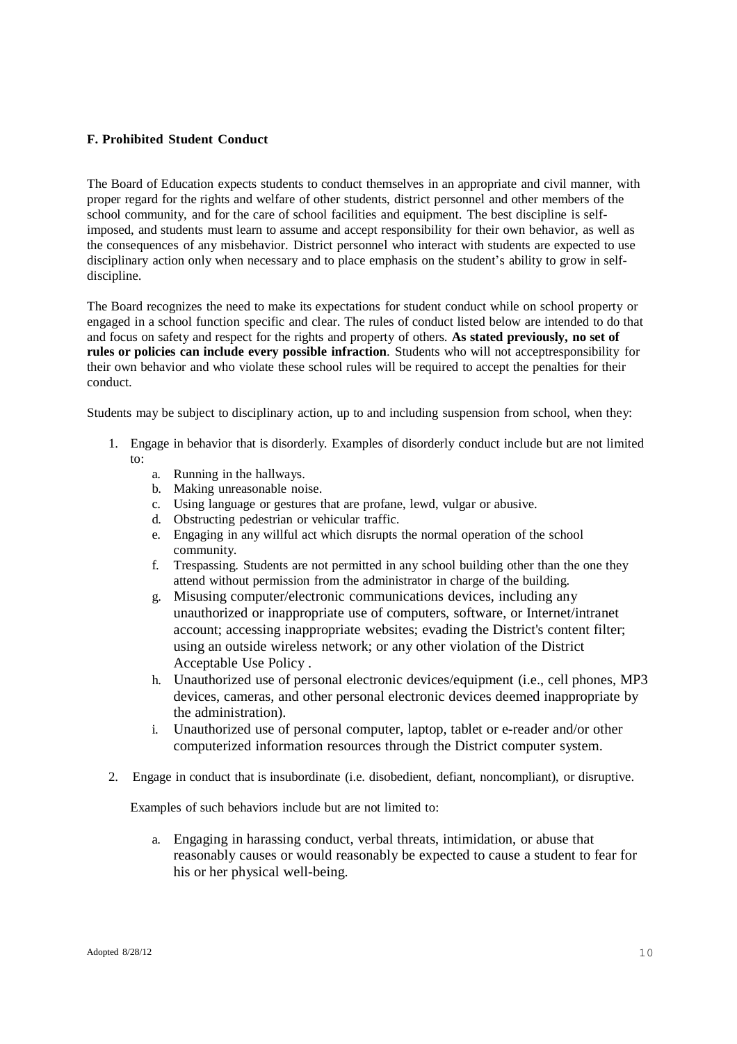### F. Prohibited Student Conduct

The Board of Education expects students to conduct themselves in an appropriate and civil manner, with proper regard for the rights and welfare of other students, district personnel and other members of the school community, and for the care of school facilities and equipment. The best discipline is self-imposed, and students must learn to assume and accept responsibility for their own behavior, as well as the consequences of any misbehavior. District personnel who interact with students are expected to use disciplinary action only when necessary and to place emphasis on the student's ability to grow in self-discipline.

The Board recognizes the need to make its expectations for student conduct while on school property or engaged in a school function specific and clear. The rules of conduct listed below are intended to do that and focus on safety and respect for the rights and property of others. **As stated previously, no set of rules or policies can include every possible infraction**. Students who will not acceptresponsibility for their own behavior and who violate these school rules will be required to accept the penalties for their conduct.

Students may be subject to disciplinary action, up to and including suspension from school, when they:

1. Engage in behavior that is disorderly. Examples of disorderly conduct include but are not limited to:
    a. Running in the hallways.
    b. Making unreasonable noise.
    c. Using language or gestures that are profane, lewd, vulgar or abusive.
    d. Obstructing pedestrian or vehicular traffic.
    e. Engaging in any willful act which disrupts the normal operation of the school community.
    f. Trespassing. Students are not permitted in any school building other than the one they attend without permission from the administrator in charge of the building.
    g. Misusing computer/electronic communications devices, including any unauthorized or inappropriate use of computers, software, or Internet/intranet account; accessing inappropriate websites; evading the District's content filter; using an outside wireless network; or any other violation of the District Acceptable Use Policy .
    h. Unauthorized use of personal electronic devices/equipment (i.e., cell phones, MP3 devices, cameras, and other personal electronic devices deemed inappropriate by the administration).
    i. Unauthorized use of personal computer, laptop, tablet or e-reader and/or other computerized information resources through the District computer system.

2. Engage in conduct that is insubordinate (i.e. disobedient, defiant, noncompliant), or disruptive.

    Examples of such behaviors include but are not limited to:

    a. Engaging in harassing conduct, verbal threats, intimidation, or abuse that reasonably causes or would reasonably be expected to cause a student to fear for his or her physical well-being.

Adopted 8/28/12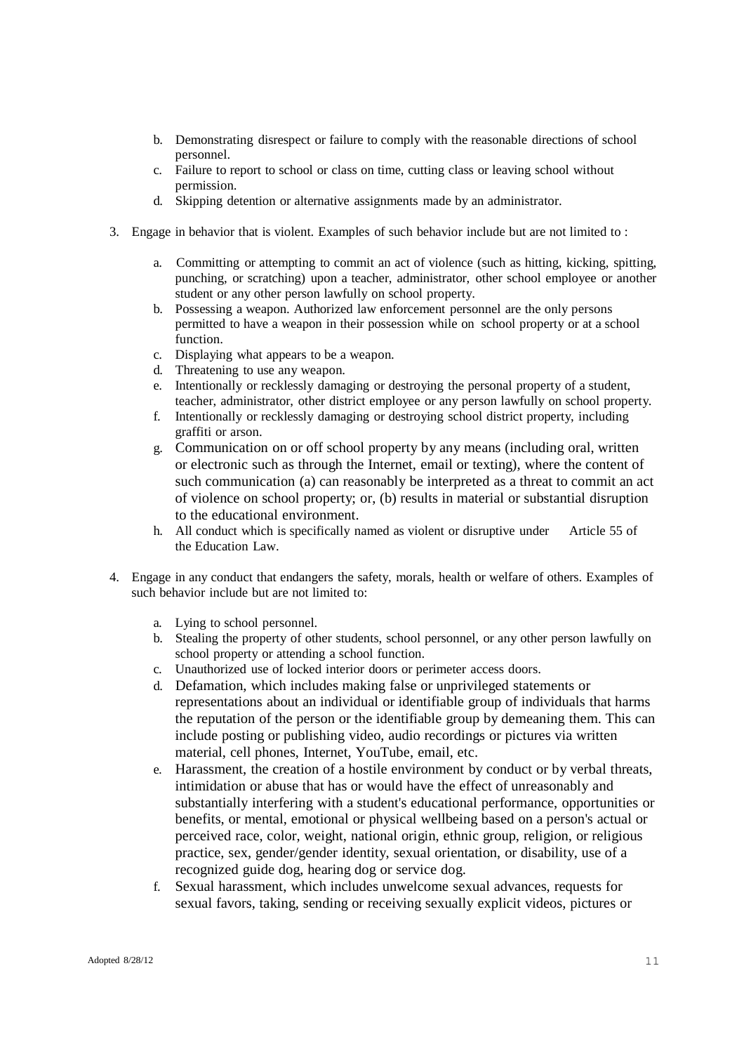b. Demonstrating disrespect or failure to comply with the reasonable directions of school personnel.
c. Failure to report to school or class on time, cutting class or leaving school without permission.
d. Skipping detention or alternative assignments made by an administrator.

3. Engage in behavior that is violent. Examples of such behavior include but are not limited to :

   a. Committing or attempting to commit an act of violence (such as hitting, kicking, spitting, punching, or scratching) upon a teacher, administrator, other school employee or another student or any other person lawfully on school property.
   b. Possessing a weapon. Authorized law enforcement personnel are the only persons permitted to have a weapon in their possession while on school property or at a school function.
   c. Displaying what appears to be a weapon.
   d. Threatening to use any weapon.
   e. Intentionally or recklessly damaging or destroying the personal property of a student, teacher, administrator, other district employee or any person lawfully on school property.
   f. Intentionally or recklessly damaging or destroying school district property, including graffiti or arson.
   g. Communication on or off school property by any means (including oral, written or electronic such as through the Internet, email or texting), where the content of such communication (a) can reasonably be interpreted as a threat to commit an act of violence on school property; or, (b) results in material or substantial disruption to the educational environment.
   h. All conduct which is specifically named as violent or disruptive under Article 55 of the Education Law.

4. Engage in any conduct that endangers the safety, morals, health or welfare of others. Examples of such behavior include but are not limited to:

   a. Lying to school personnel.
   b. Stealing the property of other students, school personnel, or any other person lawfully on school property or attending a school function.
   c. Unauthorized use of locked interior doors or perimeter access doors.
   d. Defamation, which includes making false or unprivileged statements or representations about an individual or identifiable group of individuals that harms the reputation of the person or the identifiable group by demeaning them. This can include posting or publishing video, audio recordings or pictures via written material, cell phones, Internet, YouTube, email, etc.
   e. Harassment, the creation of a hostile environment by conduct or by verbal threats, intimidation or abuse that has or would have the effect of unreasonably and substantially interfering with a student's educational performance, opportunities or benefits, or mental, emotional or physical wellbeing based on a person's actual or perceived race, color, weight, national origin, ethnic group, religion, or religious practice, sex, gender/gender identity, sexual orientation, or disability, use of a recognized guide dog, hearing dog or service dog.
   f. Sexual harassment, which includes unwelcome sexual advances, requests for sexual favors, taking, sending or receiving sexually explicit videos, pictures or

Adopted 8/28/12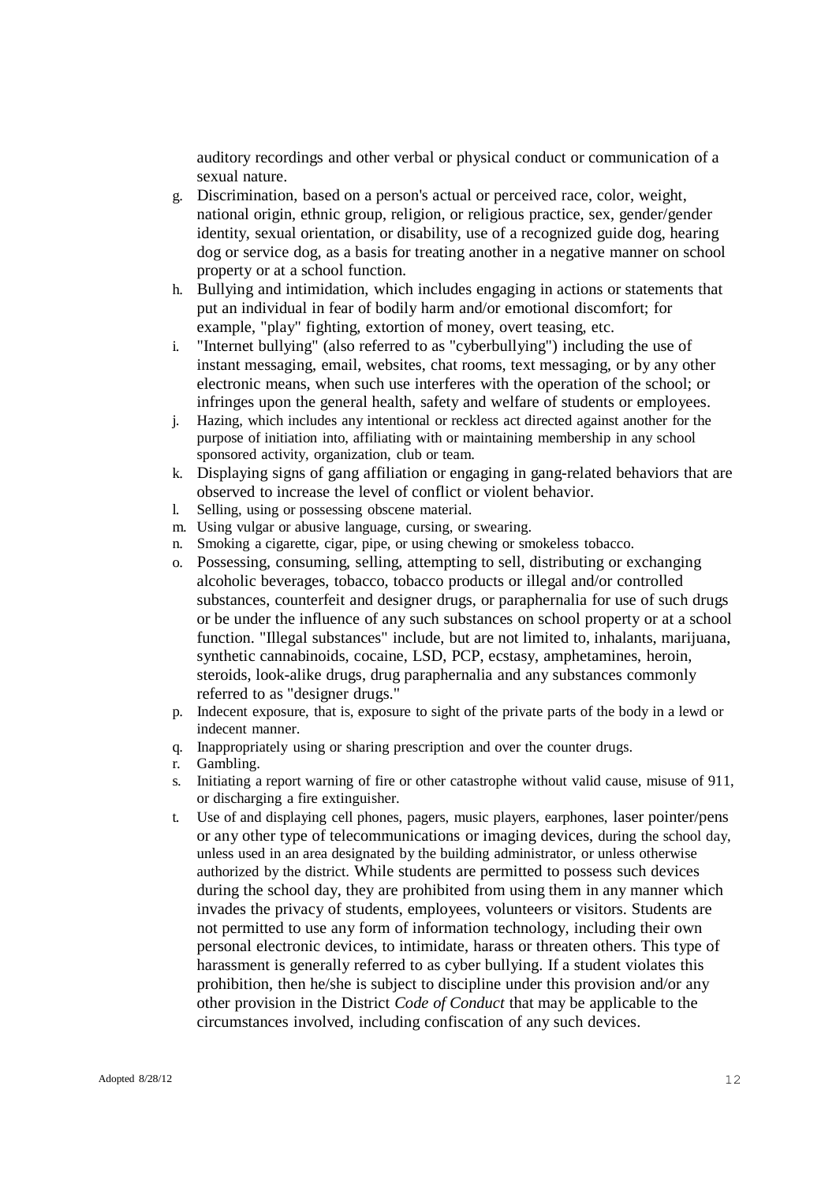auditory recordings and other verbal or physical conduct or communication of a sexual nature.

g. Discrimination, based on a person's actual or perceived race, color, weight, national origin, ethnic group, religion, or religious practice, sex, gender/gender identity, sexual orientation, or disability, use of a recognized guide dog, hearing dog or service dog, as a basis for treating another in a negative manner on school property or at a school function.
h. Bullying and intimidation, which includes engaging in actions or statements that put an individual in fear of bodily harm and/or emotional discomfort; for example, "play" fighting, extortion of money, overt teasing, etc.
i. "Internet bullying" (also referred to as "cyberbullying") including the use of instant messaging, email, websites, chat rooms, text messaging, or by any other electronic means, when such use interferes with the operation of the school; or infringes upon the general health, safety and welfare of students or employees.
j. Hazing, which includes any intentional or reckless act directed against another for the purpose of initiation into, affiliating with or maintaining membership in any school sponsored activity, organization, club or team.
k. Displaying signs of gang affiliation or engaging in gang-related behaviors that are observed to increase the level of conflict or violent behavior.
l. Selling, using or possessing obscene material.
m. Using vulgar or abusive language, cursing, or swearing.
n. Smoking a cigarette, cigar, pipe, or using chewing or smokeless tobacco.
o. Possessing, consuming, selling, attempting to sell, distributing or exchanging alcoholic beverages, tobacco, tobacco products or illegal and/or controlled substances, counterfeit and designer drugs, or paraphernalia for use of such drugs or be under the influence of any such substances on school property or at a school function. "Illegal substances" include, but are not limited to, inhalants, marijuana, synthetic cannabinoids, cocaine, LSD, PCP, ecstasy, amphetamines, heroin, steroids, look-alike drugs, drug paraphernalia and any substances commonly referred to as "designer drugs."
p. Indecent exposure, that is, exposure to sight of the private parts of the body in a lewd or indecent manner.
q. Inappropriately using or sharing prescription and over the counter drugs.
r. Gambling.
s. Initiating a report warning of fire or other catastrophe without valid cause, misuse of 911, or discharging a fire extinguisher.
t. Use of and displaying cell phones, pagers, music players, earphones, laser pointer/pens or any other type of telecommunications or imaging devices, during the school day, unless used in an area designated by the building administrator, or unless otherwise authorized by the district. While students are permitted to possess such devices during the school day, they are prohibited from using them in any manner which invades the privacy of students, employees, volunteers or visitors. Students are not permitted to use any form of information technology, including their own personal electronic devices, to intimidate, harass or threaten others. This type of harassment is generally referred to as cyber bullying. If a student violates this prohibition, then he/she is subject to discipline under this provision and/or any other provision in the District *Code of Conduct* that may be applicable to the circumstances involved, including confiscation of any such devices.

Adopted 8/28/12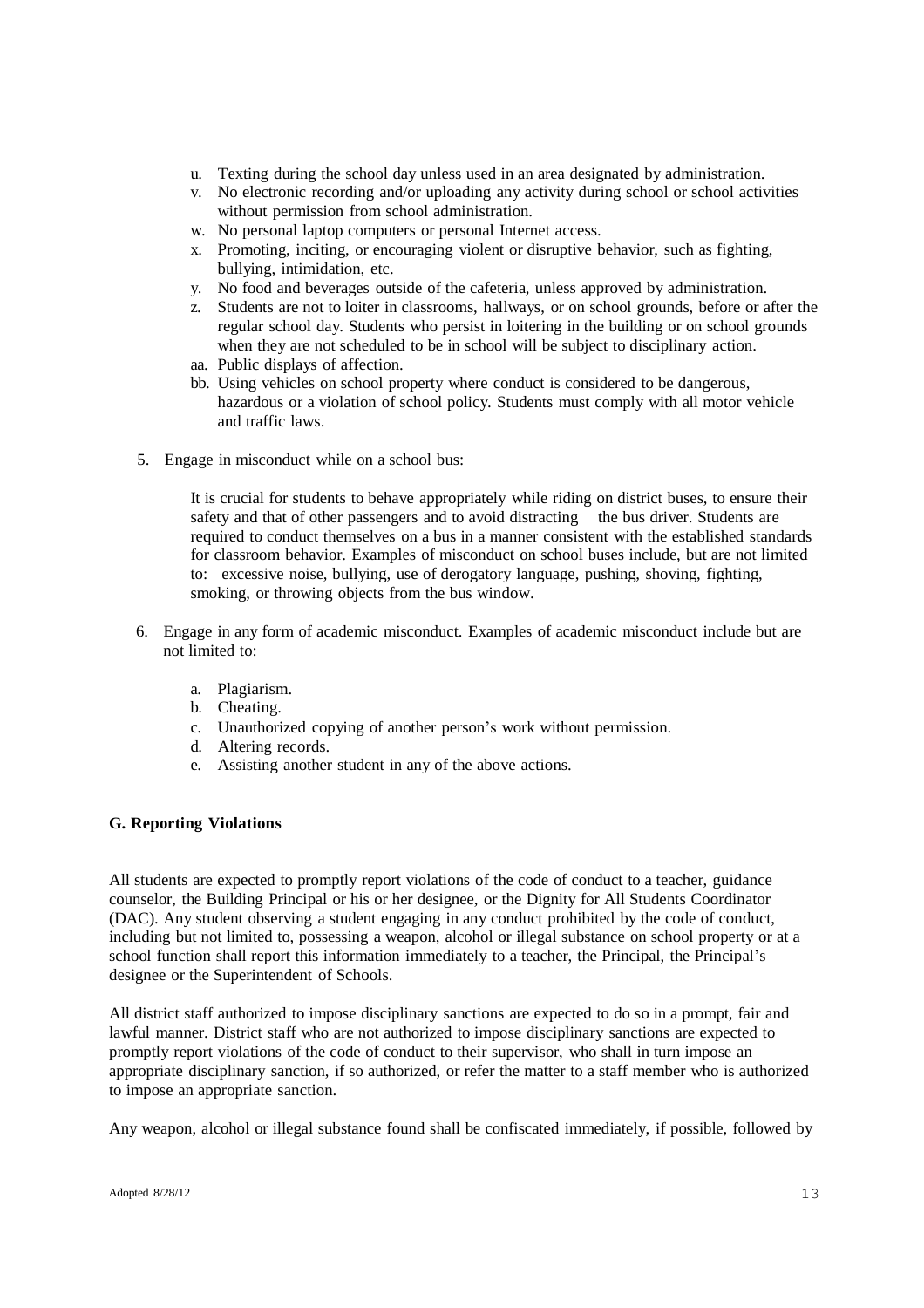u. Texting during the school day unless used in an area designated by administration.
v. No electronic recording and/or uploading any activity during school or school activities without permission from school administration.
w. No personal laptop computers or personal Internet access.
x. Promoting, inciting, or encouraging violent or disruptive behavior, such as fighting, bullying, intimidation, etc.
y. No food and beverages outside of the cafeteria, unless approved by administration.
z. Students are not to loiter in classrooms, hallways, or on school grounds, before or after the regular school day. Students who persist in loitering in the building or on school grounds when they are not scheduled to be in school will be subject to disciplinary action.
aa. Public displays of affection.
bb. Using vehicles on school property where conduct is considered to be dangerous, hazardous or a violation of school policy. Students must comply with all motor vehicle and traffic laws.

5. Engage in misconduct while on a school bus:

   It is crucial for students to behave appropriately while riding on district buses, to ensure their safety and that of other passengers and to avoid distracting the bus driver. Students are required to conduct themselves on a bus in a manner consistent with the established standards for classroom behavior. Examples of misconduct on school buses include, but are not limited to: excessive noise, bullying, use of derogatory language, pushing, shoving, fighting, smoking, or throwing objects from the bus window.

6. Engage in any form of academic misconduct. Examples of academic misconduct include but are not limited to:

   a. Plagiarism.
   b. Cheating.
   c. Unauthorized copying of another person's work without permission.
   d. Altering records.
   e. Assisting another student in any of the above actions.

**G. Reporting Violations**

All students are expected to promptly report violations of the code of conduct to a teacher, guidance counselor, the Building Principal or his or her designee, or the Dignity for All Students Coordinator (DAC). Any student observing a student engaging in any conduct prohibited by the code of conduct, including but not limited to, possessing a weapon, alcohol or illegal substance on school property or at a school function shall report this information immediately to a teacher, the Principal, the Principal's designee or the Superintendent of Schools.

All district staff authorized to impose disciplinary sanctions are expected to do so in a prompt, fair and lawful manner. District staff who are not authorized to impose disciplinary sanctions are expected to promptly report violations of the code of conduct to their supervisor, who shall in turn impose an appropriate disciplinary sanction, if so authorized, or refer the matter to a staff member who is authorized to impose an appropriate sanction.

Any weapon, alcohol or illegal substance found shall be confiscated immediately, if possible, followed by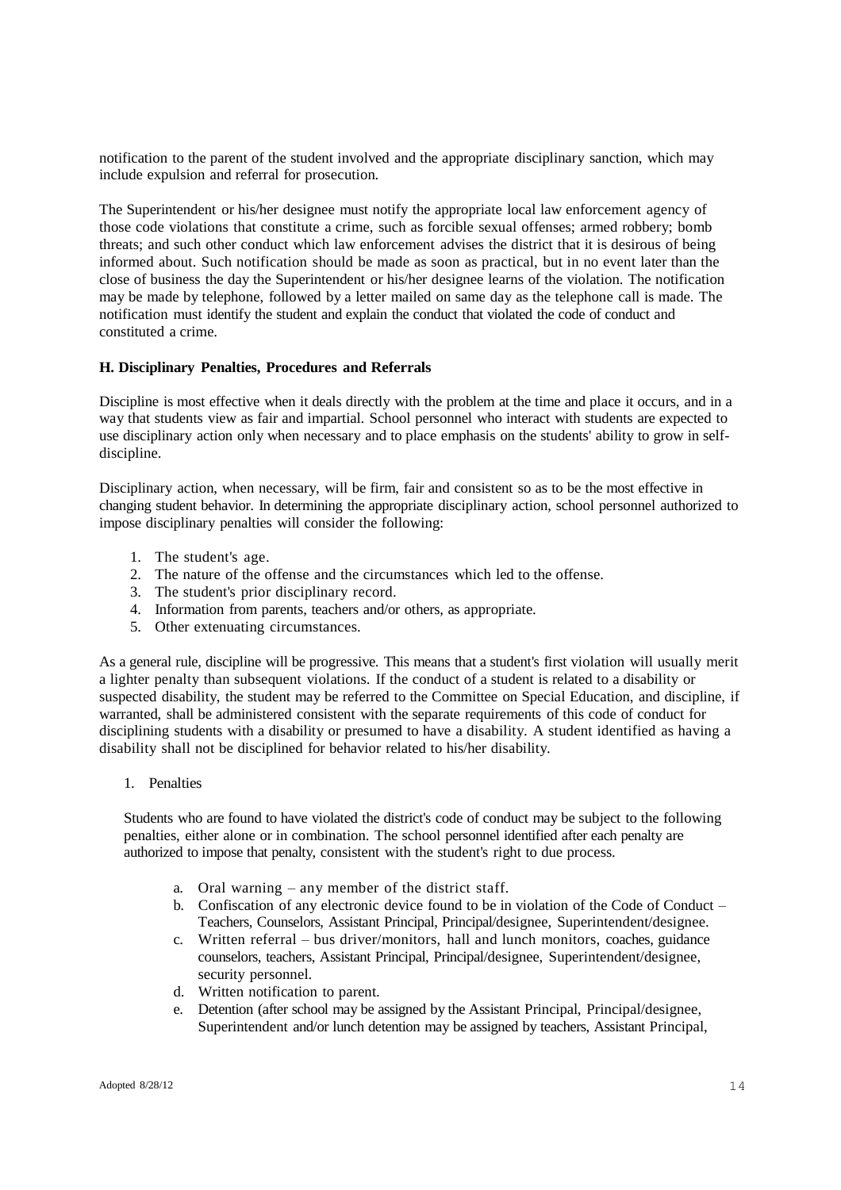notification to the parent of the student involved and the appropriate disciplinary sanction, which may include expulsion and referral for prosecution.

The Superintendent or his/her designee must notify the appropriate local law enforcement agency of those code violations that constitute a crime, such as forcible sexual offenses; armed robbery; bomb threats; and such other conduct which law enforcement advises the district that it is desirous of being informed about. Such notification should be made as soon as practical, but in no event later than the close of business the day the Superintendent or his/her designee learns of the violation. The notification may be made by telephone, followed by a letter mailed on same day as the telephone call is made. The notification must identify the student and explain the conduct that violated the code of conduct and constituted a crime.

### H. Disciplinary Penalties, Procedures and Referrals

Discipline is most effective when it deals directly with the problem at the time and place it occurs, and in a way that students view as fair and impartial. School personnel who interact with students are expected to use disciplinary action only when necessary and to place emphasis on the students' ability to grow in self-discipline.

Disciplinary action, when necessary, will be firm, fair and consistent so as to be the most effective in changing student behavior. In determining the appropriate disciplinary action, school personnel authorized to impose disciplinary penalties will consider the following:

1. The student's age.
2. The nature of the offense and the circumstances which led to the offense.
3. The student's prior disciplinary record.
4. Information from parents, teachers and/or others, as appropriate.
5. Other extenuating circumstances.

As a general rule, discipline will be progressive. This means that a student's first violation will usually merit a lighter penalty than subsequent violations. If the conduct of a student is related to a disability or suspected disability, the student may be referred to the Committee on Special Education, and discipline, if warranted, shall be administered consistent with the separate requirements of this code of conduct for disciplining students with a disability or presumed to have a disability. A student identified as having a disability shall not be disciplined for behavior related to his/her disability.

1. Penalties

   Students who are found to have violated the district's code of conduct may be subject to the following penalties, either alone or in combination. The school personnel identified after each penalty are authorized to impose that penalty, consistent with the student's right to due process.

   a. Oral warning – any member of the district staff.
   b. Confiscation of any electronic device found to be in violation of the Code of Conduct – Teachers, Counselors, Assistant Principal, Principal/designee, Superintendent/designee.
   c. Written referral – bus driver/monitors, hall and lunch monitors, coaches, guidance counselors, teachers, Assistant Principal, Principal/designee, Superintendent/designee, security personnel.
   d. Written notification to parent.
   e. Detention (after school may be assigned by the Assistant Principal, Principal/designee, Superintendent and/or lunch detention may be assigned by teachers, Assistant Principal,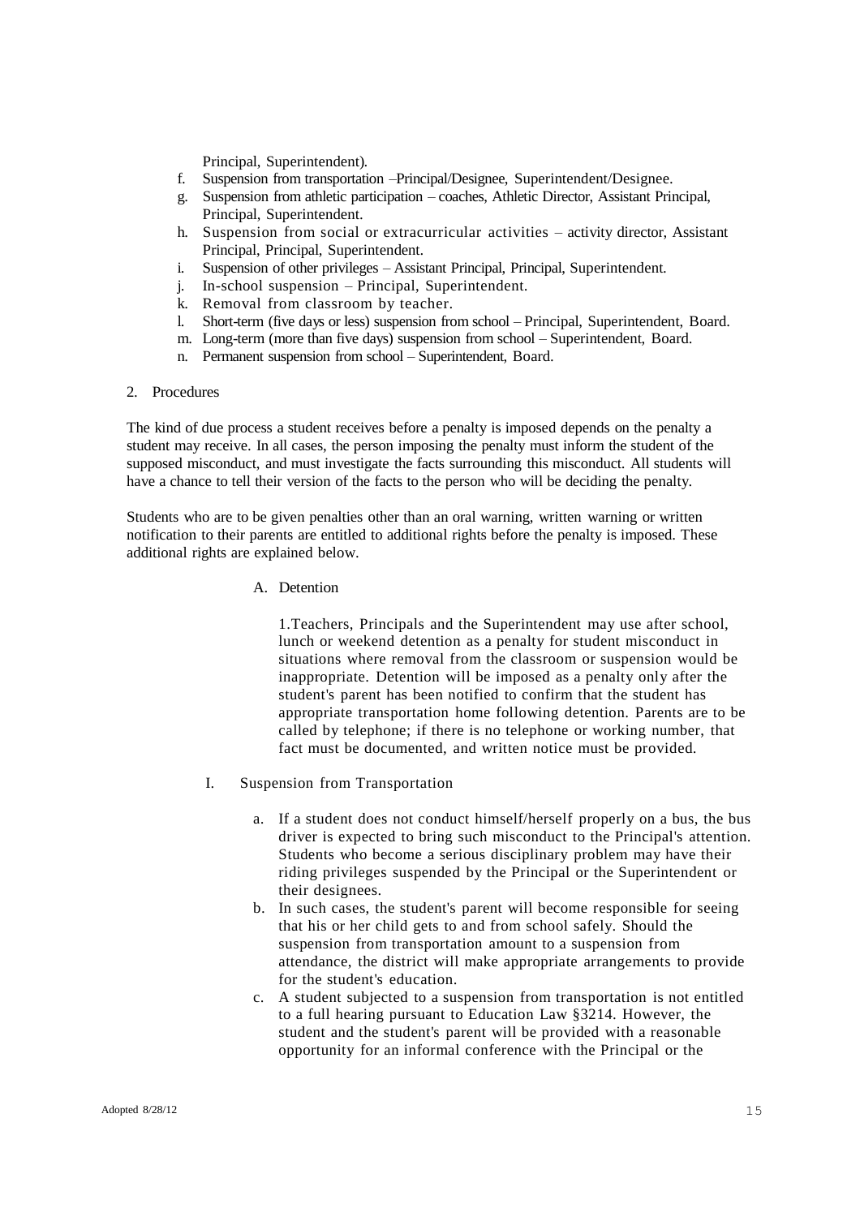Principal, Superintendent).

f. Suspension from transportation –Principal/Designee, Superintendent/Designee.
g. Suspension from athletic participation – coaches, Athletic Director, Assistant Principal, Principal, Superintendent.
h. Suspension from social or extracurricular activities – activity director, Assistant Principal, Principal, Superintendent.
i. Suspension of other privileges – Assistant Principal, Principal, Superintendent.
j. In-school suspension – Principal, Superintendent.
k. Removal from classroom by teacher.
l. Short-term (five days or less) suspension from school – Principal, Superintendent, Board.
m. Long-term (more than five days) suspension from school – Superintendent, Board.
n. Permanent suspension from school – Superintendent, Board.

2. Procedures

The kind of due process a student receives before a penalty is imposed depends on the penalty a student may receive. In all cases, the person imposing the penalty must inform the student of the supposed misconduct, and must investigate the facts surrounding this misconduct. All students will have a chance to tell their version of the facts to the person who will be deciding the penalty.

Students who are to be given penalties other than an oral warning, written warning or written notification to their parents are entitled to additional rights before the penalty is imposed. These additional rights are explained below.

A. Detention

1.Teachers, Principals and the Superintendent may use after school, lunch or weekend detention as a penalty for student misconduct in situations where removal from the classroom or suspension would be inappropriate. Detention will be imposed as a penalty only after the student's parent has been notified to confirm that the student has appropriate transportation home following detention. Parents are to be called by telephone; if there is no telephone or working number, that fact must be documented, and written notice must be provided.

I. Suspension from Transportation

a. If a student does not conduct himself/herself properly on a bus, the bus driver is expected to bring such misconduct to the Principal's attention. Students who become a serious disciplinary problem may have their riding privileges suspended by the Principal or the Superintendent or their designees.
b. In such cases, the student's parent will become responsible for seeing that his or her child gets to and from school safely. Should the suspension from transportation amount to a suspension from attendance, the district will make appropriate arrangements to provide for the student's education.
c. A student subjected to a suspension from transportation is not entitled to a full hearing pursuant to Education Law §3214. However, the student and the student's parent will be provided with a reasonable opportunity for an informal conference with the Principal or the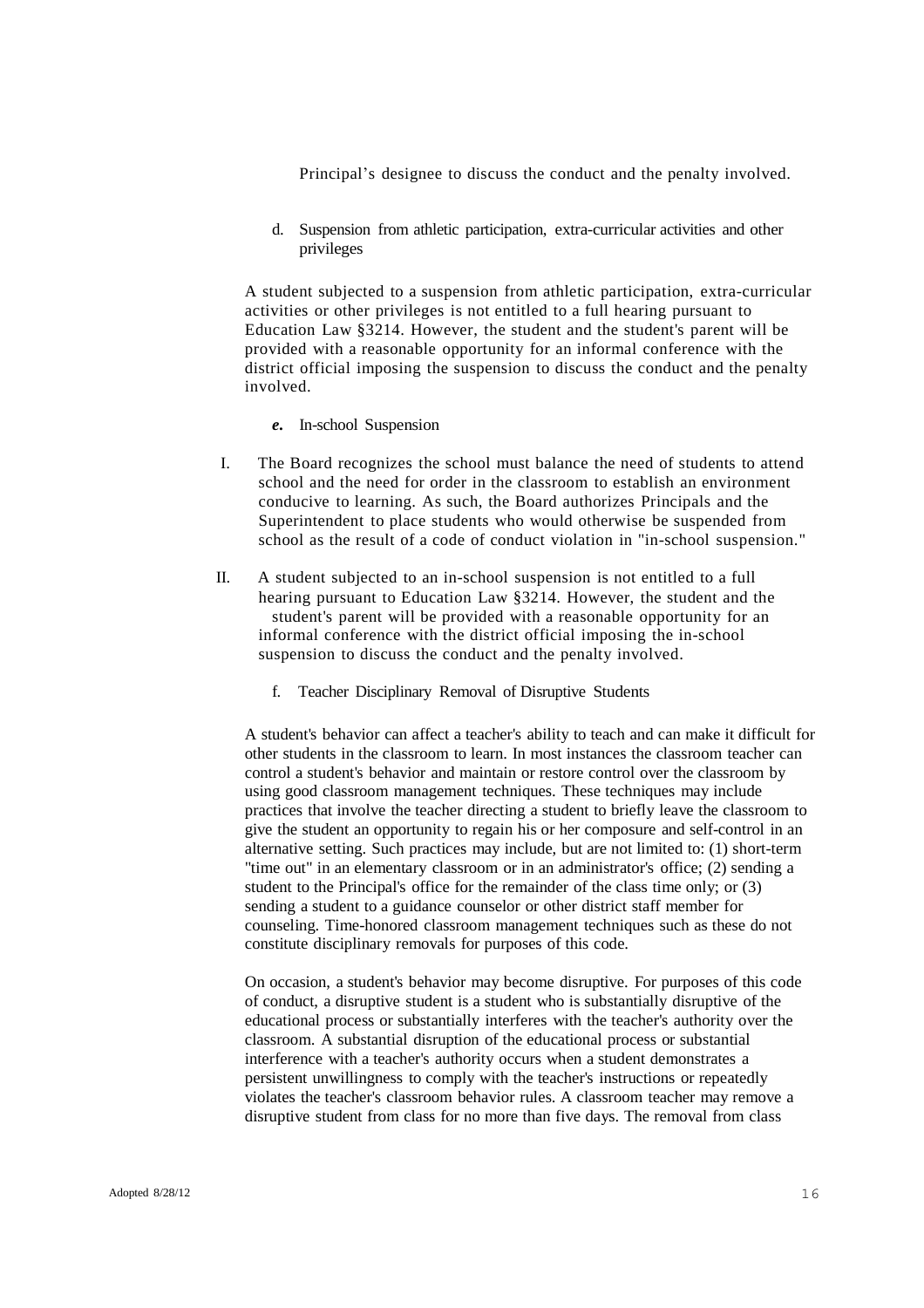Principal's designee to discuss the conduct and the penalty involved.

d. Suspension from athletic participation, extra-curricular activities and other privileges

A student subjected to a suspension from athletic participation, extra-curricular activities or other privileges is not entitled to a full hearing pursuant to Education Law §3214. However, the student and the student's parent will be provided with a reasonable opportunity for an informal conference with the district official imposing the suspension to discuss the conduct and the penalty involved.

***e.*** In-school Suspension

I. The Board recognizes the school must balance the need of students to attend school and the need for order in the classroom to establish an environment conducive to learning. As such, the Board authorizes Principals and the Superintendent to place students who would otherwise be suspended from school as the result of a code of conduct violation in "in-school suspension."

II. A student subjected to an in-school suspension is not entitled to a full hearing pursuant to Education Law §3214. However, the student and the student's parent will be provided with a reasonable opportunity for an informal conference with the district official imposing the in-school suspension to discuss the conduct and the penalty involved.

f. Teacher Disciplinary Removal of Disruptive Students

A student's behavior can affect a teacher's ability to teach and can make it difficult for other students in the classroom to learn. In most instances the classroom teacher can control a student's behavior and maintain or restore control over the classroom by using good classroom management techniques. These techniques may include practices that involve the teacher directing a student to briefly leave the classroom to give the student an opportunity to regain his or her composure and self-control in an alternative setting. Such practices may include, but are not limited to: (1) short-term "time out" in an elementary classroom or in an administrator's office; (2) sending a student to the Principal's office for the remainder of the class time only; or (3) sending a student to a guidance counselor or other district staff member for counseling. Time-honored classroom management techniques such as these do not constitute disciplinary removals for purposes of this code.

On occasion, a student's behavior may become disruptive. For purposes of this code of conduct, a disruptive student is a student who is substantially disruptive of the educational process or substantially interferes with the teacher's authority over the classroom. A substantial disruption of the educational process or substantial interference with a teacher's authority occurs when a student demonstrates a persistent unwillingness to comply with the teacher's instructions or repeatedly violates the teacher's classroom behavior rules. A classroom teacher may remove a disruptive student from class for no more than five days. The removal from class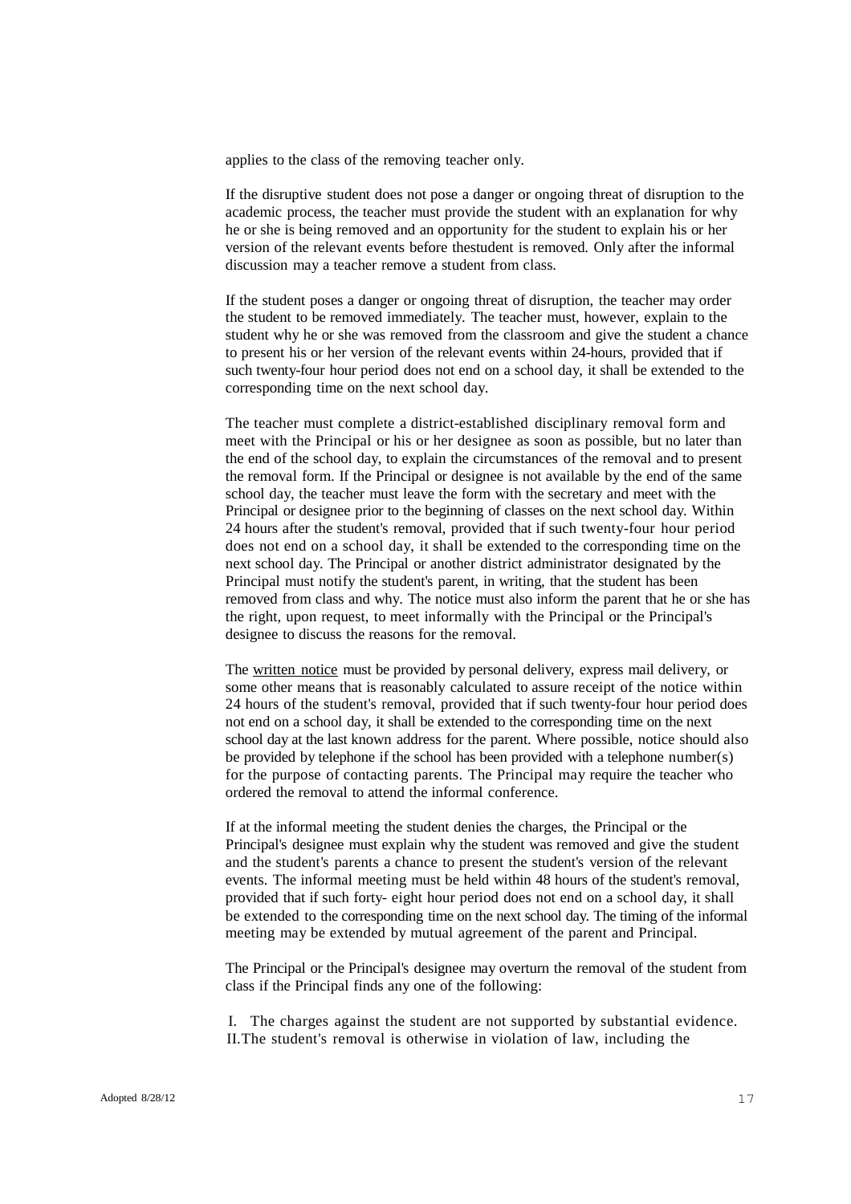applies to the class of the removing teacher only.

If the disruptive student does not pose a danger or ongoing threat of disruption to the academic process, the teacher must provide the student with an explanation for why he or she is being removed and an opportunity for the student to explain his or her version of the relevant events before thestudent is removed. Only after the informal discussion may a teacher remove a student from class.

If the student poses a danger or ongoing threat of disruption, the teacher may order the student to be removed immediately. The teacher must, however, explain to the student why he or she was removed from the classroom and give the student a chance to present his or her version of the relevant events within 24-hours, provided that if such twenty-four hour period does not end on a school day, it shall be extended to the corresponding time on the next school day.

The teacher must complete a district-established disciplinary removal form and meet with the Principal or his or her designee as soon as possible, but no later than the end of the school day, to explain the circumstances of the removal and to present the removal form. If the Principal or designee is not available by the end of the same school day, the teacher must leave the form with the secretary and meet with the Principal or designee prior to the beginning of classes on the next school day. Within 24 hours after the student's removal, provided that if such twenty-four hour period does not end on a school day, it shall be extended to the corresponding time on the next school day. The Principal or another district administrator designated by the Principal must notify the student's parent, in writing, that the student has been removed from class and why. The notice must also inform the parent that he or she has the right, upon request, to meet informally with the Principal or the Principal's designee to discuss the reasons for the removal.

The written notice must be provided by personal delivery, express mail delivery, or some other means that is reasonably calculated to assure receipt of the notice within 24 hours of the student's removal, provided that if such twenty-four hour period does not end on a school day, it shall be extended to the corresponding time on the next school day at the last known address for the parent. Where possible, notice should also be provided by telephone if the school has been provided with a telephone number(s) for the purpose of contacting parents. The Principal may require the teacher who ordered the removal to attend the informal conference.

If at the informal meeting the student denies the charges, the Principal or the Principal's designee must explain why the student was removed and give the student and the student's parents a chance to present the student's version of the relevant events. The informal meeting must be held within 48 hours of the student's removal, provided that if such forty- eight hour period does not end on a school day, it shall be extended to the corresponding time on the next school day. The timing of the informal meeting may be extended by mutual agreement of the parent and Principal.

The Principal or the Principal's designee may overturn the removal of the student from class if the Principal finds any one of the following:

I. The charges against the student are not supported by substantial evidence.
II. The student's removal is otherwise in violation of law, including the

Adopted 8/28/12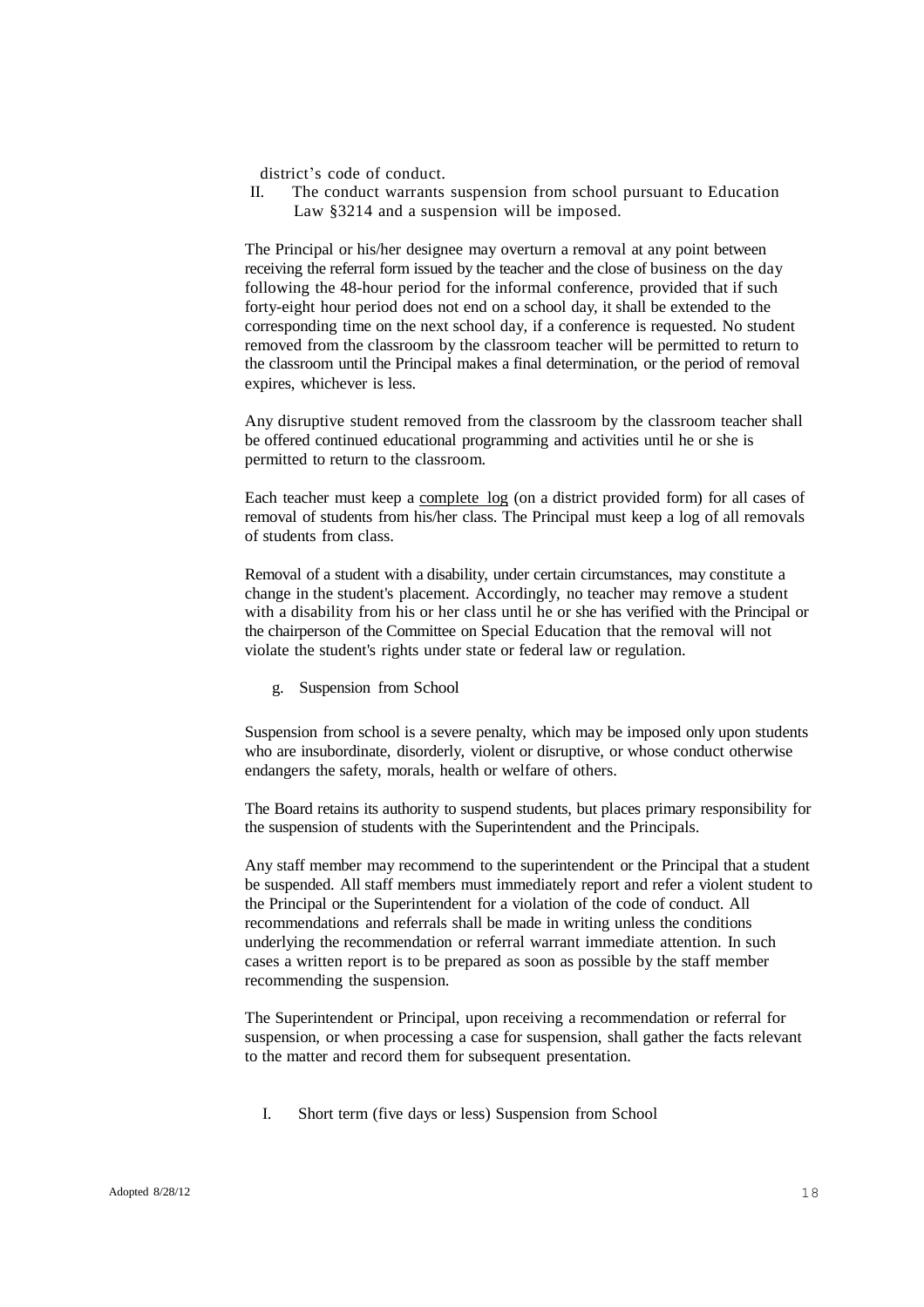district's code of conduct.

II. The conduct warrants suspension from school pursuant to Education Law §3214 and a suspension will be imposed.

The Principal or his/her designee may overturn a removal at any point between receiving the referral form issued by the teacher and the close of business on the day following the 48-hour period for the informal conference, provided that if such forty-eight hour period does not end on a school day, it shall be extended to the corresponding time on the next school day, if a conference is requested. No student removed from the classroom by the classroom teacher will be permitted to return to the classroom until the Principal makes a final determination, or the period of removal expires, whichever is less.

Any disruptive student removed from the classroom by the classroom teacher shall be offered continued educational programming and activities until he or she is permitted to return to the classroom.

Each teacher must keep a complete log (on a district provided form) for all cases of removal of students from his/her class. The Principal must keep a log of all removals of students from class.

Removal of a student with a disability, under certain circumstances, may constitute a change in the student's placement. Accordingly, no teacher may remove a student with a disability from his or her class until he or she has verified with the Principal or the chairperson of the Committee on Special Education that the removal will not violate the student's rights under state or federal law or regulation.

g. Suspension from School

Suspension from school is a severe penalty, which may be imposed only upon students who are insubordinate, disorderly, violent or disruptive, or whose conduct otherwise endangers the safety, morals, health or welfare of others.

The Board retains its authority to suspend students, but places primary responsibility for the suspension of students with the Superintendent and the Principals.

Any staff member may recommend to the superintendent or the Principal that a student be suspended. All staff members must immediately report and refer a violent student to the Principal or the Superintendent for a violation of the code of conduct. All recommendations and referrals shall be made in writing unless the conditions underlying the recommendation or referral warrant immediate attention. In such cases a written report is to be prepared as soon as possible by the staff member recommending the suspension.

The Superintendent or Principal, upon receiving a recommendation or referral for suspension, or when processing a case for suspension, shall gather the facts relevant to the matter and record them for subsequent presentation.

I. Short term (five days or less) Suspension from School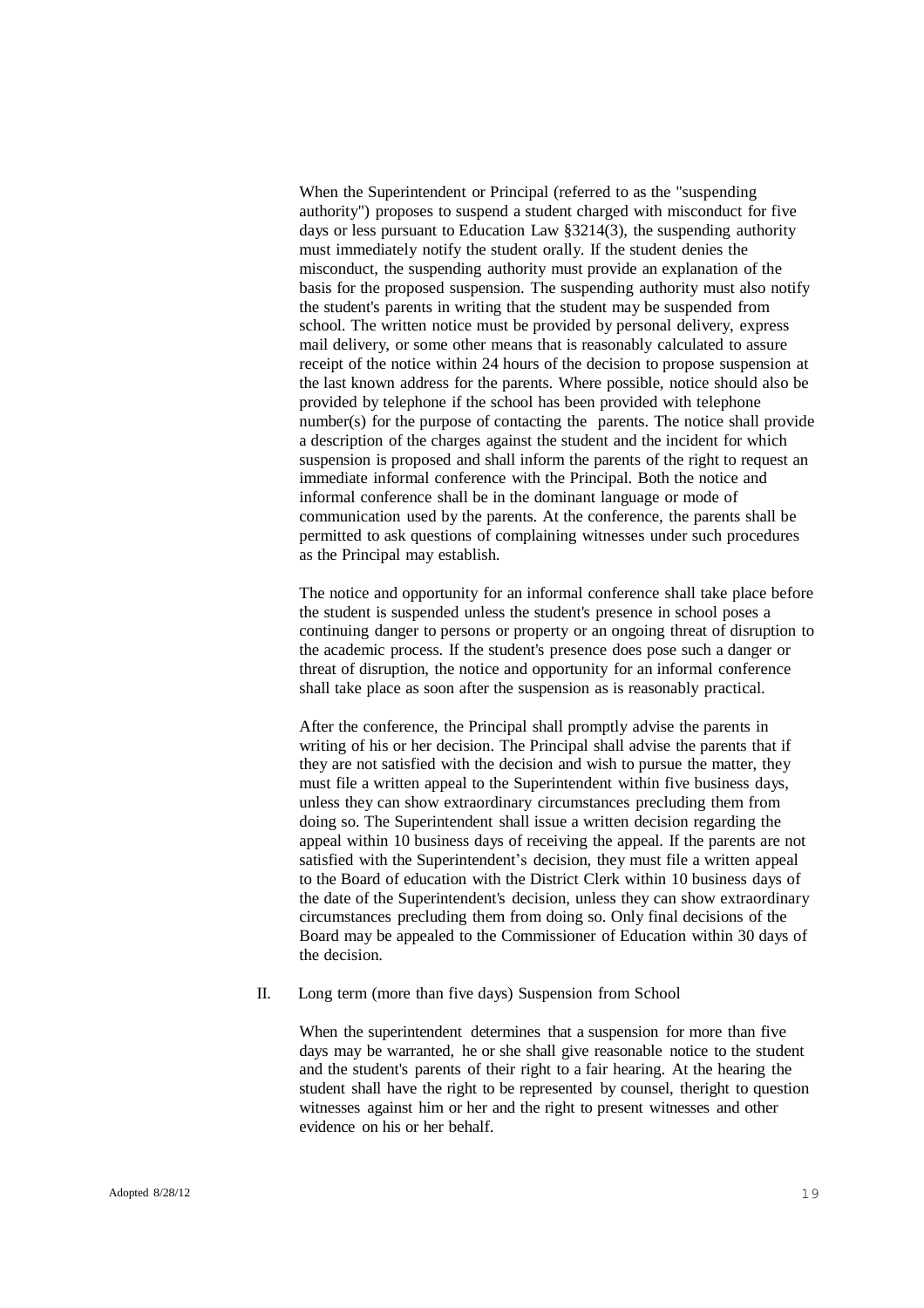When the Superintendent or Principal (referred to as the "suspending authority") proposes to suspend a student charged with misconduct for five days or less pursuant to Education Law §3214(3), the suspending authority must immediately notify the student orally. If the student denies the misconduct, the suspending authority must provide an explanation of the basis for the proposed suspension. The suspending authority must also notify the student's parents in writing that the student may be suspended from school. The written notice must be provided by personal delivery, express mail delivery, or some other means that is reasonably calculated to assure receipt of the notice within 24 hours of the decision to propose suspension at the last known address for the parents. Where possible, notice should also be provided by telephone if the school has been provided with telephone number(s) for the purpose of contacting the parents. The notice shall provide a description of the charges against the student and the incident for which suspension is proposed and shall inform the parents of the right to request an immediate informal conference with the Principal. Both the notice and informal conference shall be in the dominant language or mode of communication used by the parents. At the conference, the parents shall be permitted to ask questions of complaining witnesses under such procedures as the Principal may establish.

The notice and opportunity for an informal conference shall take place before the student is suspended unless the student's presence in school poses a continuing danger to persons or property or an ongoing threat of disruption to the academic process. If the student's presence does pose such a danger or threat of disruption, the notice and opportunity for an informal conference shall take place as soon after the suspension as is reasonably practical.

After the conference, the Principal shall promptly advise the parents in writing of his or her decision. The Principal shall advise the parents that if they are not satisfied with the decision and wish to pursue the matter, they must file a written appeal to the Superintendent within five business days, unless they can show extraordinary circumstances precluding them from doing so. The Superintendent shall issue a written decision regarding the appeal within 10 business days of receiving the appeal. If the parents are not satisfied with the Superintendent's decision, they must file a written appeal to the Board of education with the District Clerk within 10 business days of the date of the Superintendent's decision, unless they can show extraordinary circumstances precluding them from doing so. Only final decisions of the Board may be appealed to the Commissioner of Education within 30 days of the decision.

II. Long term (more than five days) Suspension from School

When the superintendent determines that a suspension for more than five days may be warranted, he or she shall give reasonable notice to the student and the student's parents of their right to a fair hearing. At the hearing the student shall have the right to be represented by counsel, theright to question witnesses against him or her and the right to present witnesses and other evidence on his or her behalf.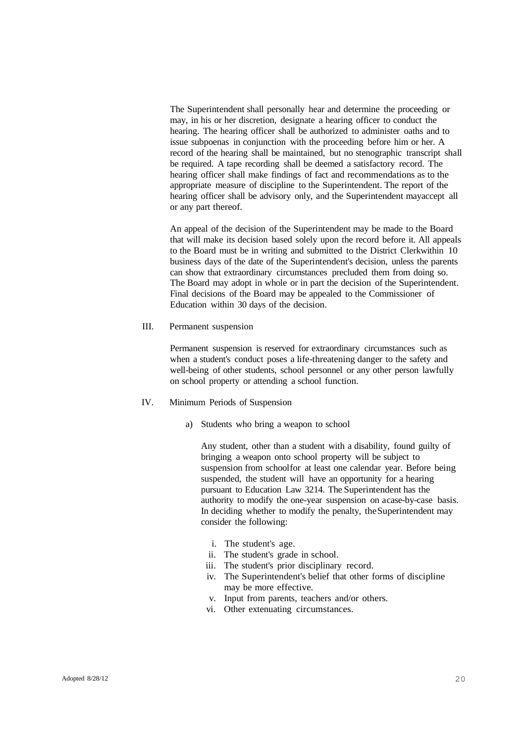The Superintendent shall personally hear and determine the proceeding or may, in his or her discretion, designate a hearing officer to conduct the hearing. The hearing officer shall be authorized to administer oaths and to issue subpoenas in conjunction with the proceeding before him or her. A record of the hearing shall be maintained, but no stenographic transcript shall be required. A tape recording shall be deemed a satisfactory record. The hearing officer shall make findings of fact and recommendations as to the appropriate measure of discipline to the Superintendent. The report of the hearing officer shall be advisory only, and the Superintendent mayaccept all or any part thereof.

An appeal of the decision of the Superintendent may be made to the Board that will make its decision based solely upon the record before it. All appeals to the Board must be in writing and submitted to the District Clerkwithin 10 business days of the date of the Superintendent's decision, unless the parents can show that extraordinary circumstances precluded them from doing so. The Board may adopt in whole or in part the decision of the Superintendent. Final decisions of the Board may be appealed to the Commissioner of Education within 30 days of the decision.

III. Permanent suspension

Permanent suspension is reserved for extraordinary circumstances such as when a student's conduct poses a life-threatening danger to the safety and well-being of other students, school personnel or any other person lawfully on school property or attending a school function.

IV. Minimum Periods of Suspension

a) Students who bring a weapon to school

Any student, other than a student with a disability, found guilty of bringing a weapon onto school property will be subject to suspension from schoolfor at least one calendar year. Before being suspended, the student will have an opportunity for a hearing pursuant to Education Law 3214. The Superintendent has the authority to modify the one-year suspension on acase-by-case basis. In deciding whether to modify the penalty, theSuperintendent may consider the following:

i. The student's age.
ii. The student's grade in school.
iii. The student's prior disciplinary record.
iv. The Superintendent's belief that other forms of discipline may be more effective.
v. Input from parents, teachers and/or others.
vi. Other extenuating circumstances.

Adopted 8/28/12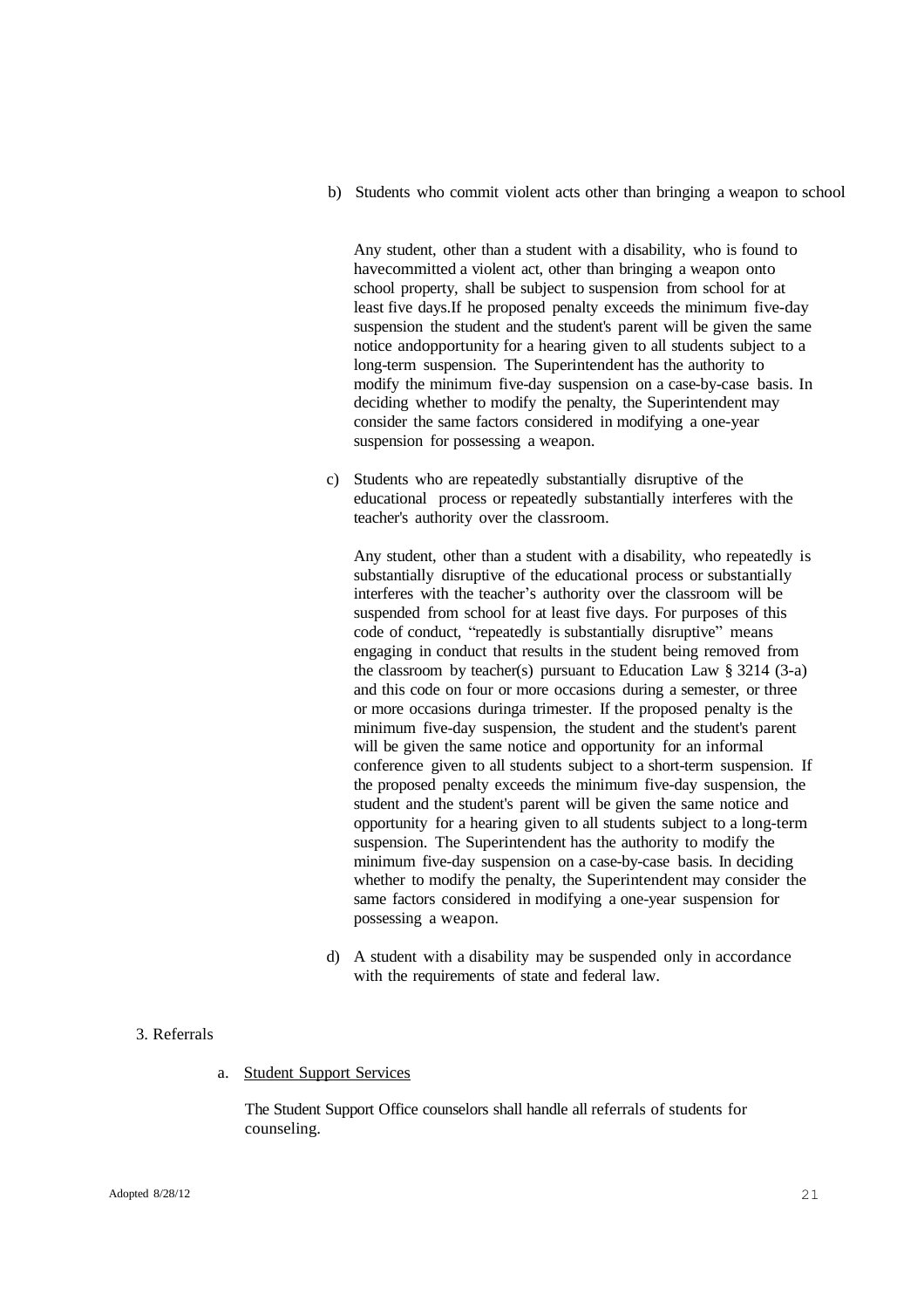b) Students who commit violent acts other than bringing a weapon to school

Any student, other than a student with a disability, who is found to havecommitted a violent act, other than bringing a weapon onto school property, shall be subject to suspension from school for at least five days.If he proposed penalty exceeds the minimum five-day suspension the student and the student's parent will be given the same notice andopportunity for a hearing given to all students subject to a long-term suspension. The Superintendent has the authority to modify the minimum five-day suspension on a case-by-case basis. In deciding whether to modify the penalty, the Superintendent may consider the same factors considered in modifying a one-year suspension for possessing a weapon.

c) Students who are repeatedly substantially disruptive of the educational process or repeatedly substantially interferes with the teacher's authority over the classroom.

Any student, other than a student with a disability, who repeatedly is substantially disruptive of the educational process or substantially interferes with the teacher's authority over the classroom will be suspended from school for at least five days. For purposes of this code of conduct, "repeatedly is substantially disruptive" means engaging in conduct that results in the student being removed from the classroom by teacher(s) pursuant to Education Law § 3214 (3-a) and this code on four or more occasions during a semester, or three or more occasions duringa trimester. If the proposed penalty is the minimum five-day suspension, the student and the student's parent will be given the same notice and opportunity for an informal conference given to all students subject to a short-term suspension. If the proposed penalty exceeds the minimum five-day suspension, the student and the student's parent will be given the same notice and opportunity for a hearing given to all students subject to a long-term suspension. The Superintendent has the authority to modify the minimum five-day suspension on a case-by-case basis. In deciding whether to modify the penalty, the Superintendent may consider the same factors considered in modifying a one-year suspension for possessing a weapon.

d) A student with a disability may be suspended only in accordance with the requirements of state and federal law.

3. Referrals

a. Student Support Services

The Student Support Office counselors shall handle all referrals of students for counseling.

Adopted 8/28/12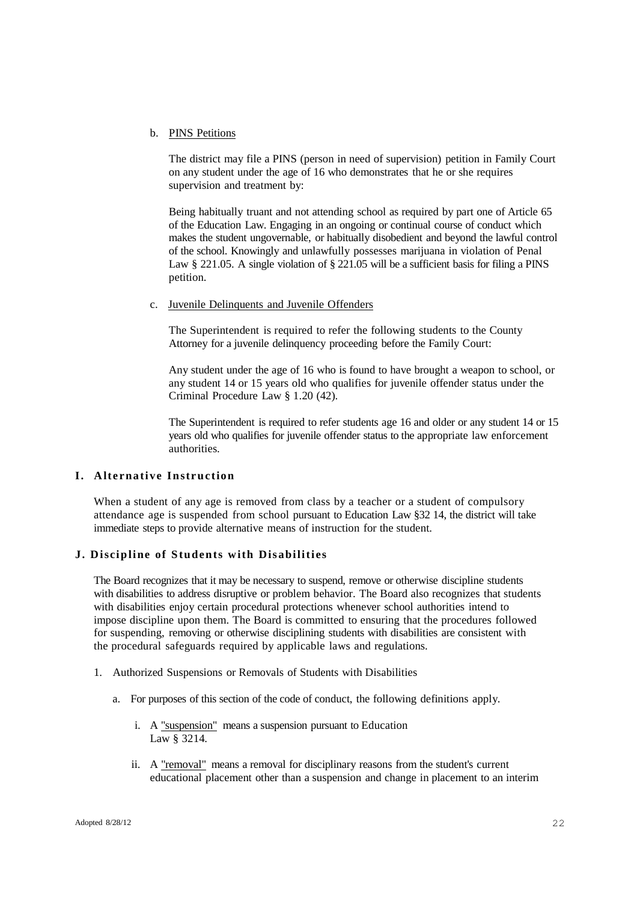b. PINS Petitions

The district may file a PINS (person in need of supervision) petition in Family Court on any student under the age of 16 who demonstrates that he or she requires supervision and treatment by:

Being habitually truant and not attending school as required by part one of Article 65 of the Education Law. Engaging in an ongoing or continual course of conduct which makes the student ungovernable, or habitually disobedient and beyond the lawful control of the school. Knowingly and unlawfully possesses marijuana in violation of Penal Law § 221.05. A single violation of § 221.05 will be a sufficient basis for filing a PINS petition.

c. Juvenile Delinquents and Juvenile Offenders

The Superintendent is required to refer the following students to the County Attorney for a juvenile delinquency proceeding before the Family Court:

Any student under the age of 16 who is found to have brought a weapon to school, or any student 14 or 15 years old who qualifies for juvenile offender status under the Criminal Procedure Law § 1.20 (42).

The Superintendent is required to refer students age 16 and older or any student 14 or 15 years old who qualifies for juvenile offender status to the appropriate law enforcement authorities.

## I. Alternative Instruction

When a student of any age is removed from class by a teacher or a student of compulsory attendance age is suspended from school pursuant to Education Law §32 14, the district will take immediate steps to provide alternative means of instruction for the student.

## J. Discipline of Students with Disabilities

The Board recognizes that it may be necessary to suspend, remove or otherwise discipline students with disabilities to address disruptive or problem behavior. The Board also recognizes that students with disabilities enjoy certain procedural protections whenever school authorities intend to impose discipline upon them. The Board is committed to ensuring that the procedures followed for suspending, removing or otherwise disciplining students with disabilities are consistent with the procedural safeguards required by applicable laws and regulations.

1. Authorized Suspensions or Removals of Students with Disabilities

   a. For purposes of this section of the code of conduct, the following definitions apply.

      i. A "suspension" means a suspension pursuant to Education Law § 3214.

      ii. A "removal" means a removal for disciplinary reasons from the student's current educational placement other than a suspension and change in placement to an interim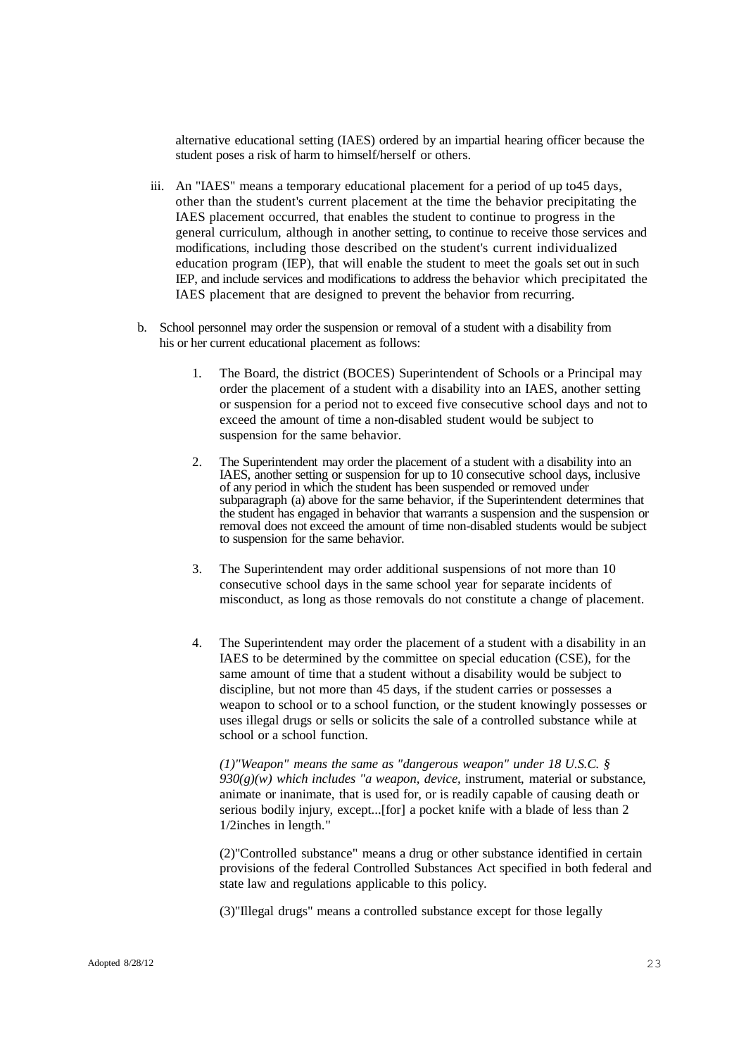alternative educational setting (IAES) ordered by an impartial hearing officer because the student poses a risk of harm to himself/herself or others.

iii. An "IAES" means a temporary educational placement for a period of up to45 days, other than the student's current placement at the time the behavior precipitating the IAES placement occurred, that enables the student to continue to progress in the general curriculum, although in another setting, to continue to receive those services and modifications, including those described on the student's current individualized education program (IEP), that will enable the student to meet the goals set out in such IEP, and include services and modifications to address the behavior which precipitated the IAES placement that are designed to prevent the behavior from recurring.

b. School personnel may order the suspension or removal of a student with a disability from his or her current educational placement as follows:

1. The Board, the district (BOCES) Superintendent of Schools or a Principal may order the placement of a student with a disability into an IAES, another setting or suspension for a period not to exceed five consecutive school days and not to exceed the amount of time a non-disabled student would be subject to suspension for the same behavior.

2. The Superintendent may order the placement of a student with a disability into an IAES, another setting or suspension for up to 10 consecutive school days, inclusive of any period in which the student has been suspended or removed under subparagraph (a) above for the same behavior, if the Superintendent determines that the student has engaged in behavior that warrants a suspension and the suspension or removal does not exceed the amount of time non-disabled students would be subject to suspension for the same behavior.

3. The Superintendent may order additional suspensions of not more than 10 consecutive school days in the same school year for separate incidents of misconduct, as long as those removals do not constitute a change of placement.

4. The Superintendent may order the placement of a student with a disability in an IAES to be determined by the committee on special education (CSE), for the same amount of time that a student without a disability would be subject to discipline, but not more than 45 days, if the student carries or possesses a weapon to school or to a school function, or the student knowingly possesses or uses illegal drugs or sells or solicits the sale of a controlled substance while at school or a school function.

   *(1)"Weapon" means the same as "dangerous weapon" under 18 U.S.C. § 930(g)(w) which includes "a weapon, device,* instrument, material or substance, animate or inanimate, that is used for, or is readily capable of causing death or serious bodily injury, except...[for] a pocket knife with a blade of less than 2 1/2inches in length."

   (2)"Controlled substance" means a drug or other substance identified in certain provisions of the federal Controlled Substances Act specified in both federal and state law and regulations applicable to this policy.

   (3)"Illegal drugs" means a controlled substance except for those legally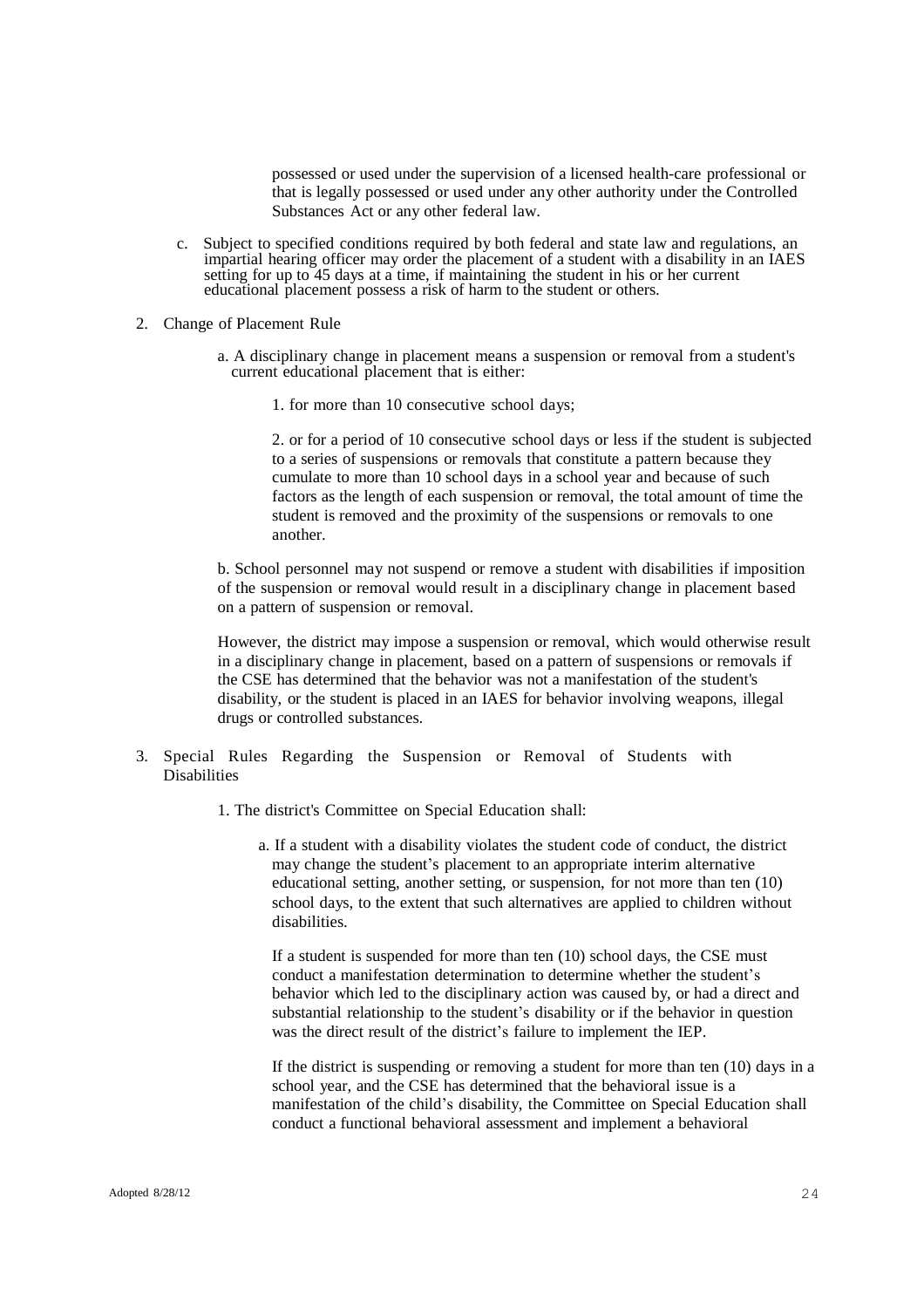possessed or used under the supervision of a licensed health-care professional or that is legally possessed or used under any other authority under the Controlled Substances Act or any other federal law.

c. Subject to specified conditions required by both federal and state law and regulations, an impartial hearing officer may order the placement of a student with a disability in an IAES setting for up to 45 days at a time, if maintaining the student in his or her current educational placement possess a risk of harm to the student or others.

2. Change of Placement Rule

   a. A disciplinary change in placement means a suspension or removal from a student's current educational placement that is either:

      1. for more than 10 consecutive school days;

      2. or for a period of 10 consecutive school days or less if the student is subjected to a series of suspensions or removals that constitute a pattern because they cumulate to more than 10 school days in a school year and because of such factors as the length of each suspension or removal, the total amount of time the student is removed and the proximity of the suspensions or removals to one another.

   b. School personnel may not suspend or remove a student with disabilities if imposition of the suspension or removal would result in a disciplinary change in placement based on a pattern of suspension or removal.

   However, the district may impose a suspension or removal, which would otherwise result in a disciplinary change in placement, based on a pattern of suspensions or removals if the CSE has determined that the behavior was not a manifestation of the student's disability, or the student is placed in an IAES for behavior involving weapons, illegal drugs or controlled substances.

3. Special Rules Regarding the Suspension or Removal of Students with Disabilities

   1. The district's Committee on Special Education shall:

      a. If a student with a disability violates the student code of conduct, the district may change the student's placement to an appropriate interim alternative educational setting, another setting, or suspension, for not more than ten (10) school days, to the extent that such alternatives are applied to children without disabilities.

      If a student is suspended for more than ten (10) school days, the CSE must conduct a manifestation determination to determine whether the student's behavior which led to the disciplinary action was caused by, or had a direct and substantial relationship to the student's disability or if the behavior in question was the direct result of the district's failure to implement the IEP.

      If the district is suspending or removing a student for more than ten (10) days in a school year, and the CSE has determined that the behavioral issue is a manifestation of the child's disability, the Committee on Special Education shall conduct a functional behavioral assessment and implement a behavioral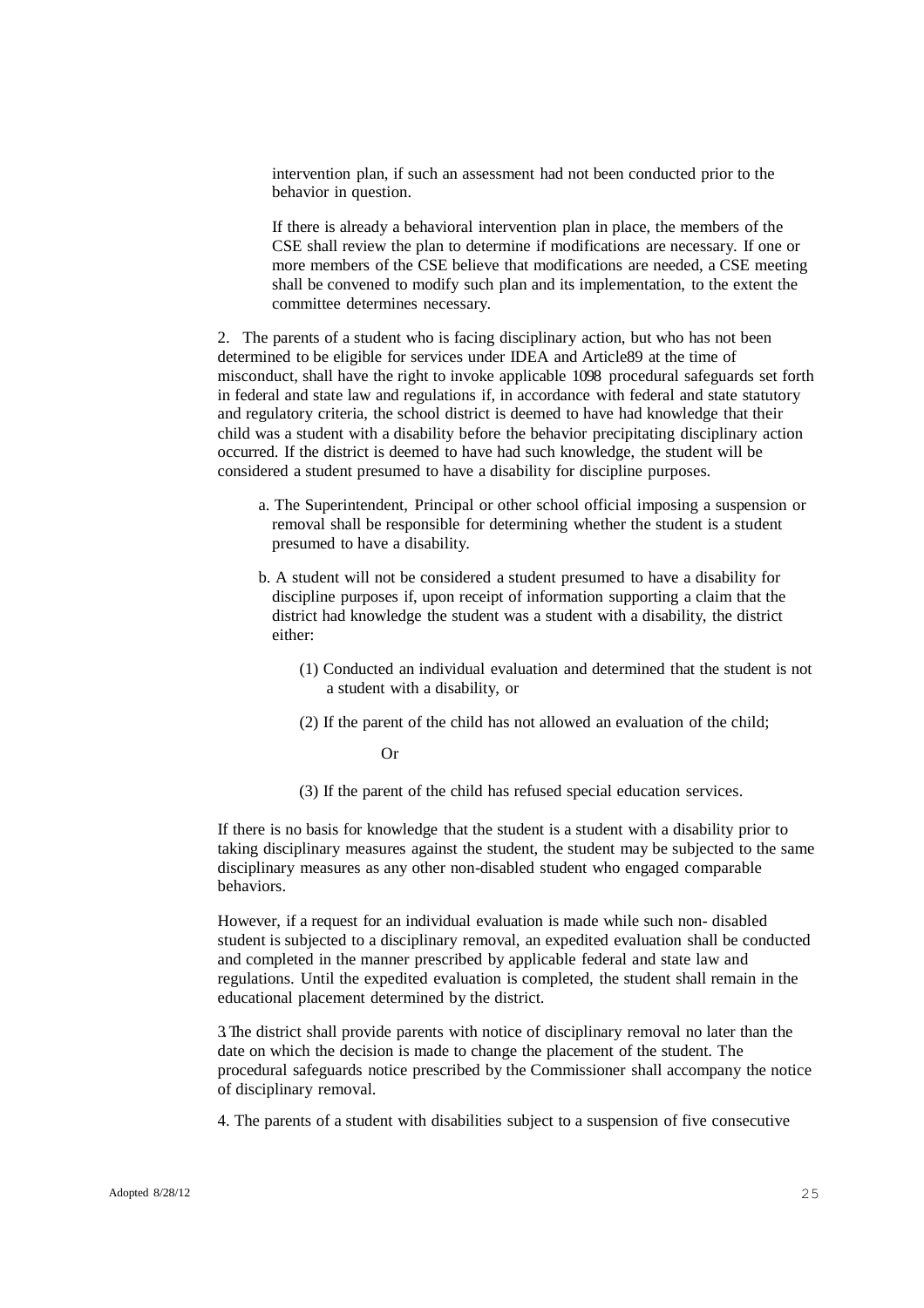intervention plan, if such an assessment had not been conducted prior to the behavior in question.

If there is already a behavioral intervention plan in place, the members of the CSE shall review the plan to determine if modifications are necessary. If one or more members of the CSE believe that modifications are needed, a CSE meeting shall be convened to modify such plan and its implementation, to the extent the committee determines necessary.

2. The parents of a student who is facing disciplinary action, but who has not been determined to be eligible for services under IDEA and Article89 at the time of misconduct, shall have the right to invoke applicable 1098 procedural safeguards set forth in federal and state law and regulations if, in accordance with federal and state statutory and regulatory criteria, the school district is deemed to have had knowledge that their child was a student with a disability before the behavior precipitating disciplinary action occurred. If the district is deemed to have had such knowledge, the student will be considered a student presumed to have a disability for discipline purposes.

a. The Superintendent, Principal or other school official imposing a suspension or removal shall be responsible for determining whether the student is a student presumed to have a disability.

b. A student will not be considered a student presumed to have a disability for discipline purposes if, upon receipt of information supporting a claim that the district had knowledge the student was a student with a disability, the district either:

(1) Conducted an individual evaluation and determined that the student is not a student with a disability, or

(2) If the parent of the child has not allowed an evaluation of the child;

Or

(3) If the parent of the child has refused special education services.

If there is no basis for knowledge that the student is a student with a disability prior to taking disciplinary measures against the student, the student may be subjected to the same disciplinary measures as any other non-disabled student who engaged comparable behaviors.

However, if a request for an individual evaluation is made while such non- disabled student is subjected to a disciplinary removal, an expedited evaluation shall be conducted and completed in the manner prescribed by applicable federal and state law and regulations. Until the expedited evaluation is completed, the student shall remain in the educational placement determined by the district.

3.The district shall provide parents with notice of disciplinary removal no later than the date on which the decision is made to change the placement of the student. The procedural safeguards notice prescribed by the Commissioner shall accompany the notice of disciplinary removal.

4. The parents of a student with disabilities subject to a suspension of five consecutive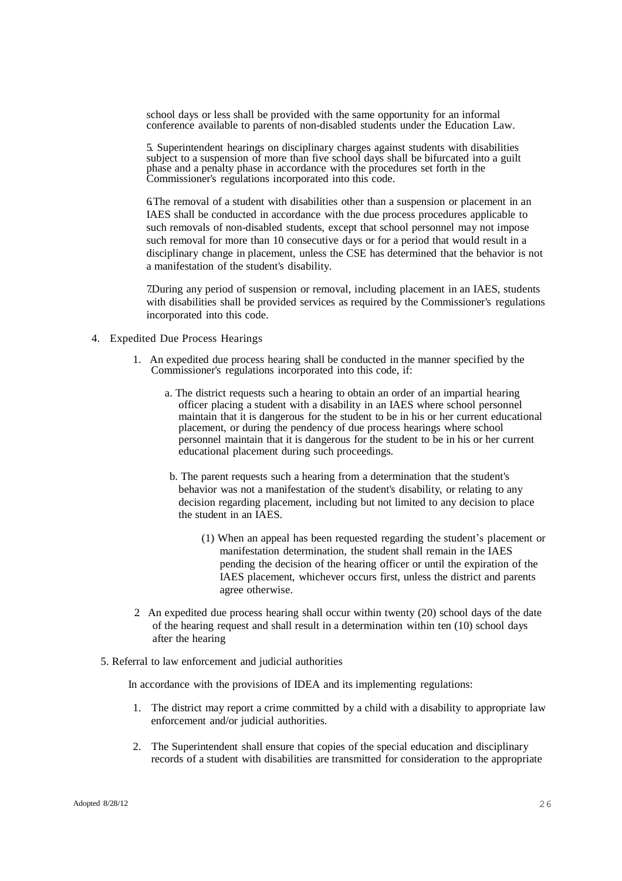school days or less shall be provided with the same opportunity for an informal conference available to parents of non-disabled students under the Education Law.

5. Superintendent hearings on disciplinary charges against students with disabilities subject to a suspension of more than five school days shall be bifurcated into a guilt phase and a penalty phase in accordance with the procedures set forth in the Commissioner's regulations incorporated into this code.

6. The removal of a student with disabilities other than a suspension or placement in an IAES shall be conducted in accordance with the due process procedures applicable to such removals of non-disabled students, except that school personnel may not impose such removal for more than 10 consecutive days or for a period that would result in a disciplinary change in placement, unless the CSE has determined that the behavior is not a manifestation of the student's disability.

7. During any period of suspension or removal, including placement in an IAES, students with disabilities shall be provided services as required by the Commissioner's regulations incorporated into this code.

4. Expedited Due Process Hearings

   1. An expedited due process hearing shall be conducted in the manner specified by the Commissioner's regulations incorporated into this code, if:

      a. The district requests such a hearing to obtain an order of an impartial hearing officer placing a student with a disability in an IAES where school personnel maintain that it is dangerous for the student to be in his or her current educational placement, or during the pendency of due process hearings where school personnel maintain that it is dangerous for the student to be in his or her current educational placement during such proceedings.

      b. The parent requests such a hearing from a determination that the student's behavior was not a manifestation of the student's disability, or relating to any decision regarding placement, including but not limited to any decision to place the student in an IAES.

         (1) When an appeal has been requested regarding the student's placement or manifestation determination, the student shall remain in the IAES pending the decision of the hearing officer or until the expiration of the IAES placement, whichever occurs first, unless the district and parents agree otherwise.

   2. An expedited due process hearing shall occur within twenty (20) school days of the date of the hearing request and shall result in a determination within ten (10) school days after the hearing

5. Referral to law enforcement and judicial authorities

   In accordance with the provisions of IDEA and its implementing regulations:

   1. The district may report a crime committed by a child with a disability to appropriate law enforcement and/or judicial authorities.

   2. The Superintendent shall ensure that copies of the special education and disciplinary records of a student with disabilities are transmitted for consideration to the appropriate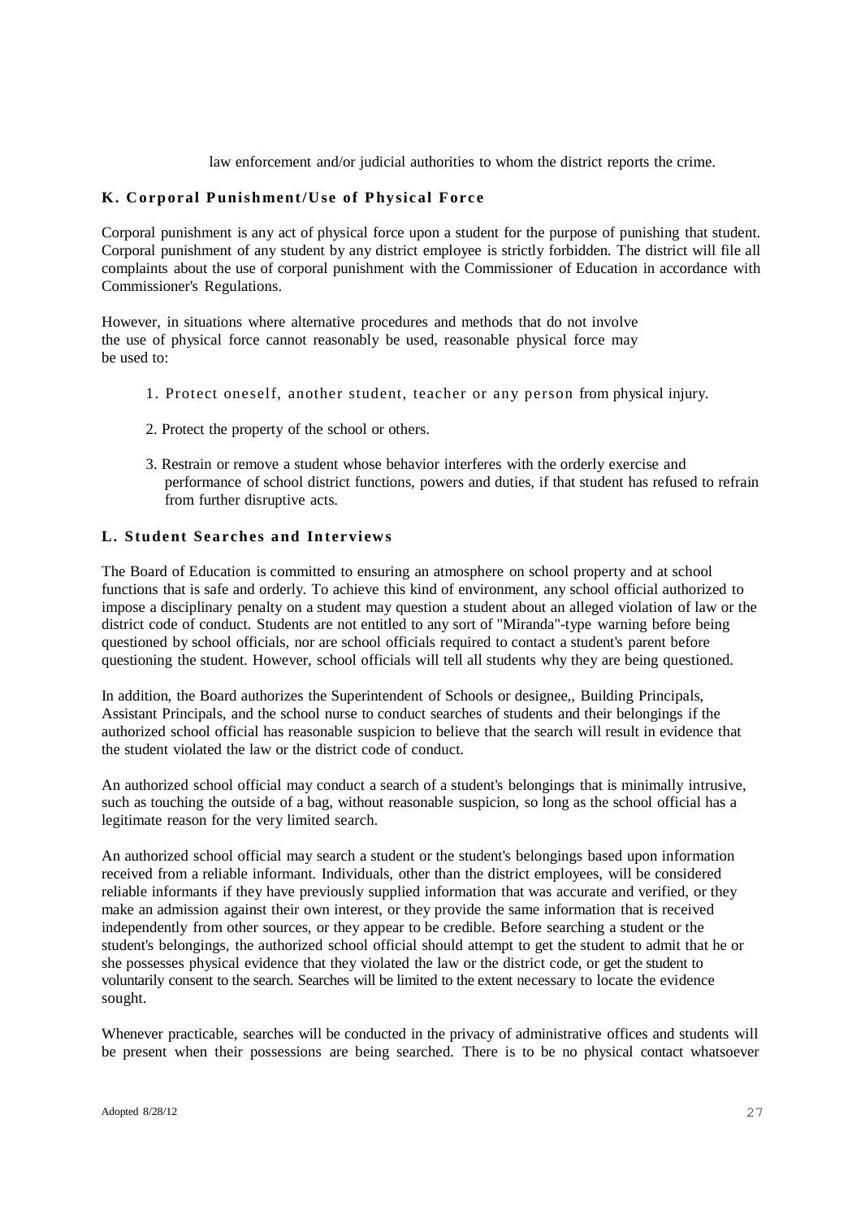law enforcement and/or judicial authorities to whom the district reports the crime.

### K. Corporal Punishment/Use of Physical Force

Corporal punishment is any act of physical force upon a student for the purpose of punishing that student. Corporal punishment of any student by any district employee is strictly forbidden. The district will file all complaints about the use of corporal punishment with the Commissioner of Education in accordance with Commissioner's Regulations.

However, in situations where alternative procedures and methods that do not involve the use of physical force cannot reasonably be used, reasonable physical force may be used to:

1. Protect oneself, another student, teacher or any person from physical injury.
2. Protect the property of the school or others.
3. Restrain or remove a student whose behavior interferes with the orderly exercise and performance of school district functions, powers and duties, if that student has refused to refrain from further disruptive acts.

### L. Student Searches and Interviews

The Board of Education is committed to ensuring an atmosphere on school property and at school functions that is safe and orderly. To achieve this kind of environment, any school official authorized to impose a disciplinary penalty on a student may question a student about an alleged violation of law or the district code of conduct. Students are not entitled to any sort of "Miranda"-type warning before being questioned by school officials, nor are school officials required to contact a student's parent before questioning the student. However, school officials will tell all students why they are being questioned.

In addition, the Board authorizes the Superintendent of Schools or designee,, Building Principals, Assistant Principals, and the school nurse to conduct searches of students and their belongings if the authorized school official has reasonable suspicion to believe that the search will result in evidence that the student violated the law or the district code of conduct.

An authorized school official may conduct a search of a student's belongings that is minimally intrusive, such as touching the outside of a bag, without reasonable suspicion, so long as the school official has a legitimate reason for the very limited search.

An authorized school official may search a student or the student's belongings based upon information received from a reliable informant. Individuals, other than the district employees, will be considered reliable informants if they have previously supplied information that was accurate and verified, or they make an admission against their own interest, or they provide the same information that is received independently from other sources, or they appear to be credible. Before searching a student or the student's belongings, the authorized school official should attempt to get the student to admit that he or she possesses physical evidence that they violated the law or the district code, or get the student to voluntarily consent to the search. Searches will be limited to the extent necessary to locate the evidence sought.

Whenever practicable, searches will be conducted in the privacy of administrative offices and students will be present when their possessions are being searched. There is to be no physical contact whatsoever

Adopted 8/28/12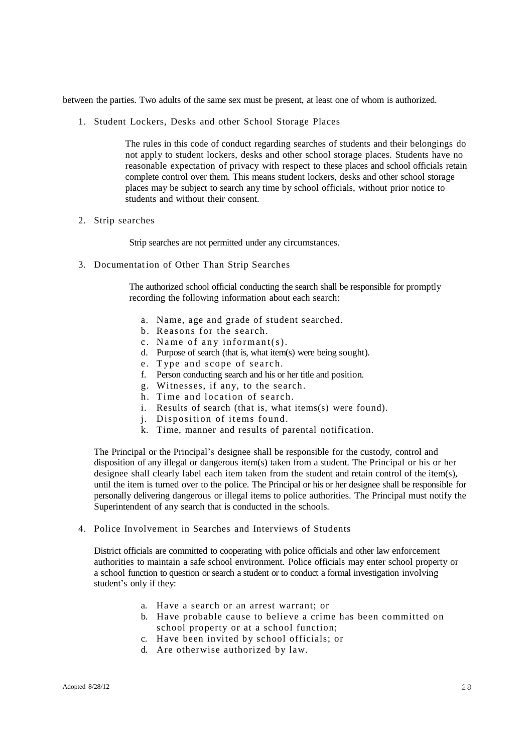between the parties. Two adults of the same sex must be present, at least one of whom is authorized.

1. Student Lockers, Desks and other School Storage Places

   The rules in this code of conduct regarding searches of students and their belongings do not apply to student lockers, desks and other school storage places. Students have no reasonable expectation of privacy with respect to these places and school officials retain complete control over them. This means student lockers, desks and other school storage places may be subject to search any time by school officials, without prior notice to students and without their consent.

2. Strip searches

   Strip searches are not permitted under any circumstances.

3. Documentation of Other Than Strip Searches

   The authorized school official conducting the search shall be responsible for promptly recording the following information about each search:

   a. Name, age and grade of student searched.
   b. Reasons for the search.
   c. Name of any informant(s).
   d. Purpose of search (that is, what item(s) were being sought).
   e. Type and scope of search.
   f. Person conducting search and his or her title and position.
   g. Witnesses, if any, to the search.
   h. Time and location of search.
   i. Results of search (that is, what items(s) were found).
   j. Disposition of items found.
   k. Time, manner and results of parental notification.

   The Principal or the Principal's designee shall be responsible for the custody, control and disposition of any illegal or dangerous item(s) taken from a student. The Principal or his or her designee shall clearly label each item taken from the student and retain control of the item(s), until the item is turned over to the police. The Principal or his or her designee shall be responsible for personally delivering dangerous or illegal items to police authorities. The Principal must notify the Superintendent of any search that is conducted in the schools.

4. Police Involvement in Searches and Interviews of Students

   District officials are committed to cooperating with police officials and other law enforcement authorities to maintain a safe school environment. Police officials may enter school property or a school function to question or search a student or to conduct a formal investigation involving student's only if they:

   a. Have a search or an arrest warrant; or
   b. Have probable cause to believe a crime has been committed on school property or at a school function;
   c. Have been invited by school officials; or
   d. Are otherwise authorized by law.

Adopted 8/28/12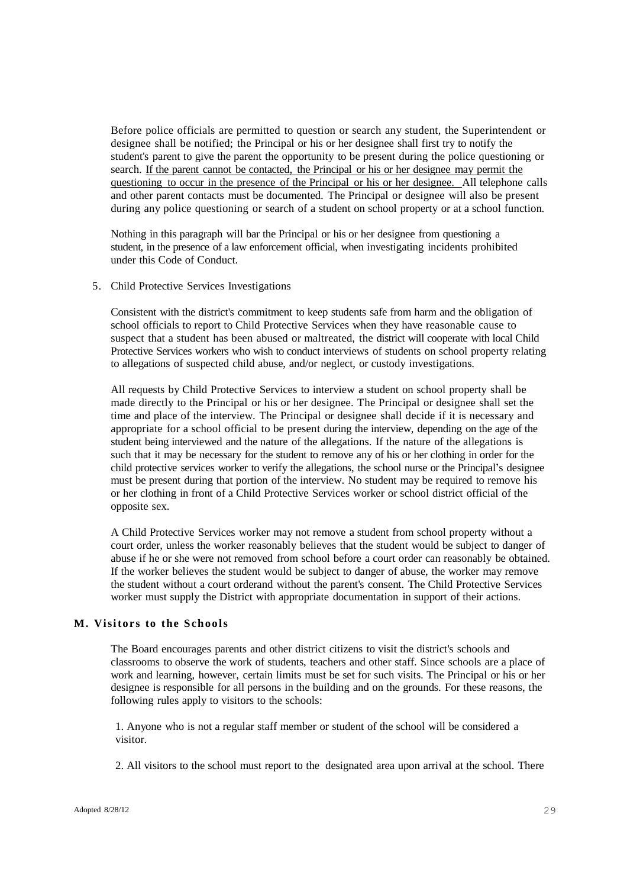Before police officials are permitted to question or search any student, the Superintendent or designee shall be notified; the Principal or his or her designee shall first try to notify the student's parent to give the parent the opportunity to be present during the police questioning or search. <u>If the parent cannot be contacted, the Principal or his or her designee may permit the questioning to occur in the presence of the Principal or his or her designee.</u> All telephone calls and other parent contacts must be documented. The Principal or designee will also be present during any police questioning or search of a student on school property or at a school function.

Nothing in this paragraph will bar the Principal or his or her designee from questioning a student, in the presence of a law enforcement official, when investigating incidents prohibited under this Code of Conduct.

5. Child Protective Services Investigations

Consistent with the district's commitment to keep students safe from harm and the obligation of school officials to report to Child Protective Services when they have reasonable cause to suspect that a student has been abused or maltreated, the district will cooperate with local Child Protective Services workers who wish to conduct interviews of students on school property relating to allegations of suspected child abuse, and/or neglect, or custody investigations.

All requests by Child Protective Services to interview a student on school property shall be made directly to the Principal or his or her designee. The Principal or designee shall set the time and place of the interview. The Principal or designee shall decide if it is necessary and appropriate for a school official to be present during the interview, depending on the age of the student being interviewed and the nature of the allegations. If the nature of the allegations is such that it may be necessary for the student to remove any of his or her clothing in order for the child protective services worker to verify the allegations, the school nurse or the Principal's designee must be present during that portion of the interview. No student may be required to remove his or her clothing in front of a Child Protective Services worker or school district official of the opposite sex.

A Child Protective Services worker may not remove a student from school property without a court order, unless the worker reasonably believes that the student would be subject to danger of abuse if he or she were not removed from school before a court order can reasonably be obtained. If the worker believes the student would be subject to danger of abuse, the worker may remove the student without a court orderand without the parent's consent. The Child Protective Services worker must supply the District with appropriate documentation in support of their actions.

### M. Visitors to the Schools

The Board encourages parents and other district citizens to visit the district's schools and classrooms to observe the work of students, teachers and other staff. Since schools are a place of work and learning, however, certain limits must be set for such visits. The Principal or his or her designee is responsible for all persons in the building and on the grounds. For these reasons, the following rules apply to visitors to the schools:

1. Anyone who is not a regular staff member or student of the school will be considered a visitor.

2. All visitors to the school must report to the designated area upon arrival at the school. There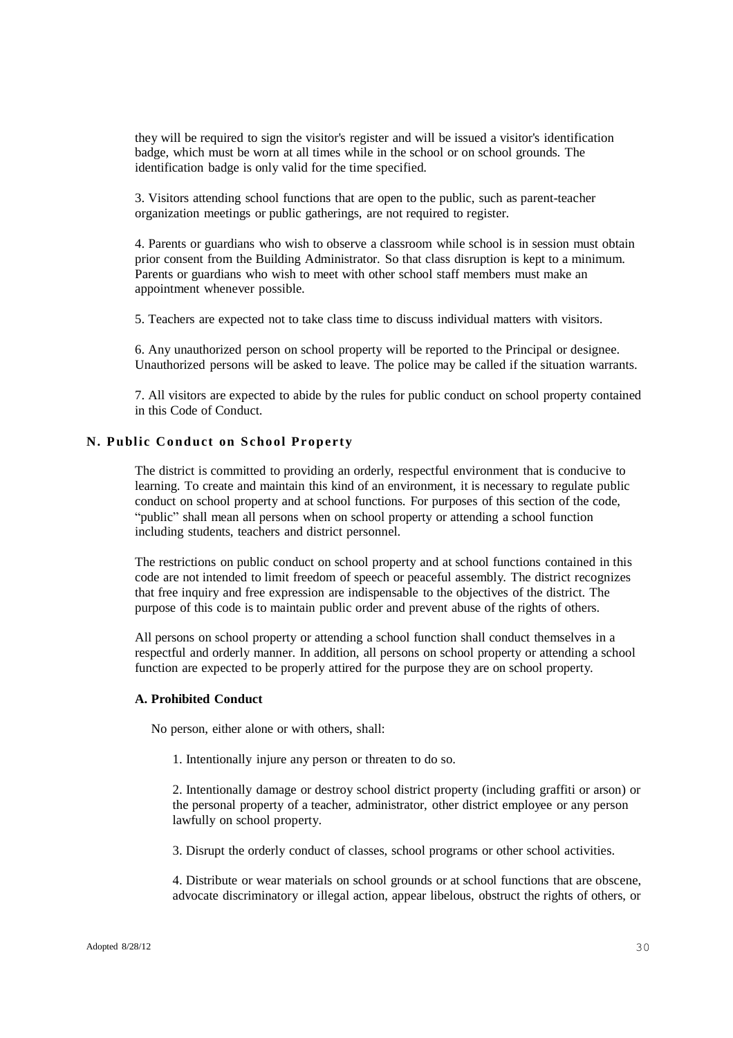they will be required to sign the visitor's register and will be issued a visitor's identification badge, which must be worn at all times while in the school or on school grounds. The identification badge is only valid for the time specified.

3. Visitors attending school functions that are open to the public, such as parent-teacher organization meetings or public gatherings, are not required to register.

4. Parents or guardians who wish to observe a classroom while school is in session must obtain prior consent from the Building Administrator. So that class disruption is kept to a minimum. Parents or guardians who wish to meet with other school staff members must make an appointment whenever possible.

5. Teachers are expected not to take class time to discuss individual matters with visitors.

6. Any unauthorized person on school property will be reported to the Principal or designee. Unauthorized persons will be asked to leave. The police may be called if the situation warrants.

7. All visitors are expected to abide by the rules for public conduct on school property contained in this Code of Conduct.

## N. Public Conduct on School Property

The district is committed to providing an orderly, respectful environment that is conducive to learning. To create and maintain this kind of an environment, it is necessary to regulate public conduct on school property and at school functions. For purposes of this section of the code, "public" shall mean all persons when on school property or attending a school function including students, teachers and district personnel.

The restrictions on public conduct on school property and at school functions contained in this code are not intended to limit freedom of speech or peaceful assembly. The district recognizes that free inquiry and free expression are indispensable to the objectives of the district. The purpose of this code is to maintain public order and prevent abuse of the rights of others.

All persons on school property or attending a school function shall conduct themselves in a respectful and orderly manner. In addition, all persons on school property or attending a school function are expected to be properly attired for the purpose they are on school property.

### A. Prohibited Conduct

No person, either alone or with others, shall:

1. Intentionally injure any person or threaten to do so.

2. Intentionally damage or destroy school district property (including graffiti or arson) or the personal property of a teacher, administrator, other district employee or any person lawfully on school property.

3. Disrupt the orderly conduct of classes, school programs or other school activities.

4. Distribute or wear materials on school grounds or at school functions that are obscene, advocate discriminatory or illegal action, appear libelous, obstruct the rights of others, or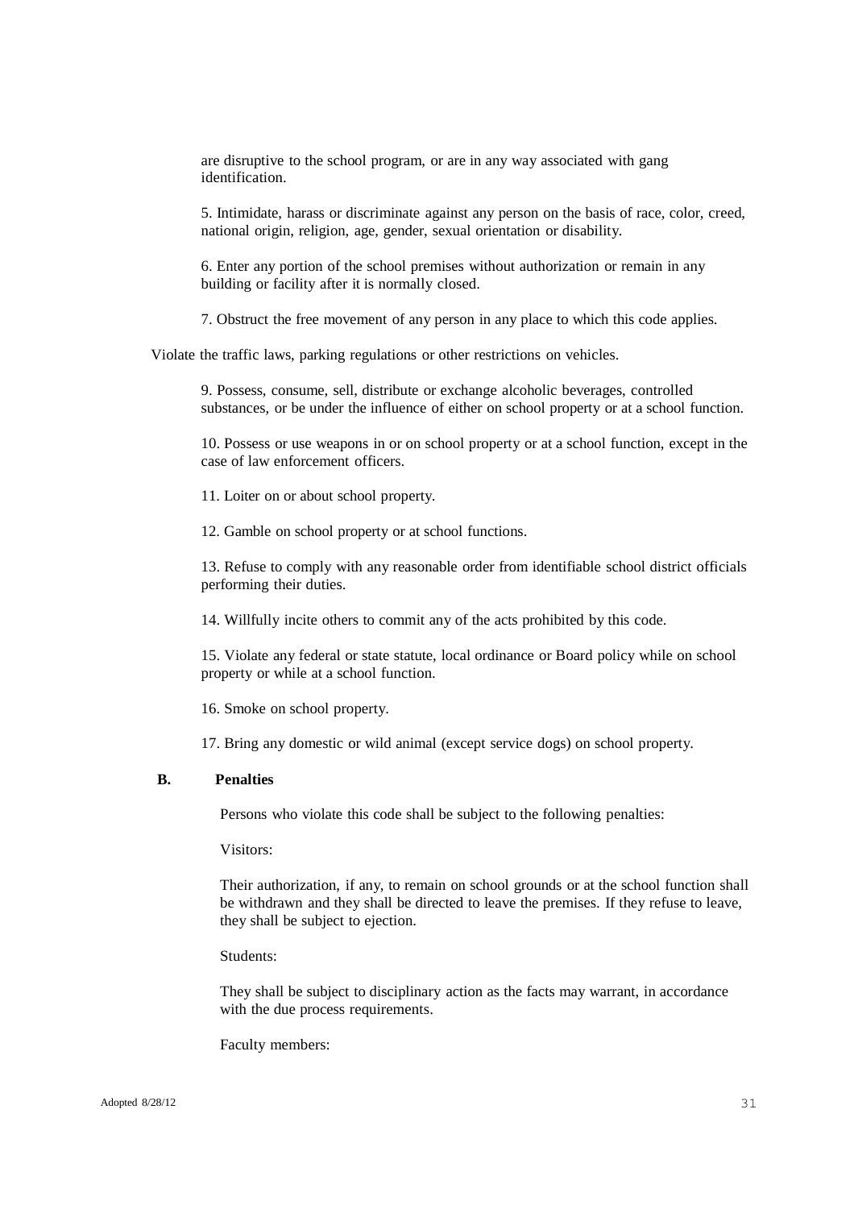are disruptive to the school program, or are in any way associated with gang identification.

5. Intimidate, harass or discriminate against any person on the basis of race, color, creed, national origin, religion, age, gender, sexual orientation or disability.

6. Enter any portion of the school premises without authorization or remain in any building or facility after it is normally closed.

7. Obstruct the free movement of any person in any place to which this code applies.

Violate the traffic laws, parking regulations or other restrictions on vehicles.

9. Possess, consume, sell, distribute or exchange alcoholic beverages, controlled substances, or be under the influence of either on school property or at a school function.

10. Possess or use weapons in or on school property or at a school function, except in the case of law enforcement officers.

11. Loiter on or about school property.

12. Gamble on school property or at school functions.

13. Refuse to comply with any reasonable order from identifiable school district officials performing their duties.

14. Willfully incite others to commit any of the acts prohibited by this code.

15. Violate any federal or state statute, local ordinance or Board policy while on school property or while at a school function.

16. Smoke on school property.

17. Bring any domestic or wild animal (except service dogs) on school property.

**B. Penalties**

Persons who violate this code shall be subject to the following penalties:

Visitors:

Their authorization, if any, to remain on school grounds or at the school function shall be withdrawn and they shall be directed to leave the premises. If they refuse to leave, they shall be subject to ejection.

Students:

They shall be subject to disciplinary action as the facts may warrant, in accordance with the due process requirements.

Faculty members:

Adopted 8/28/12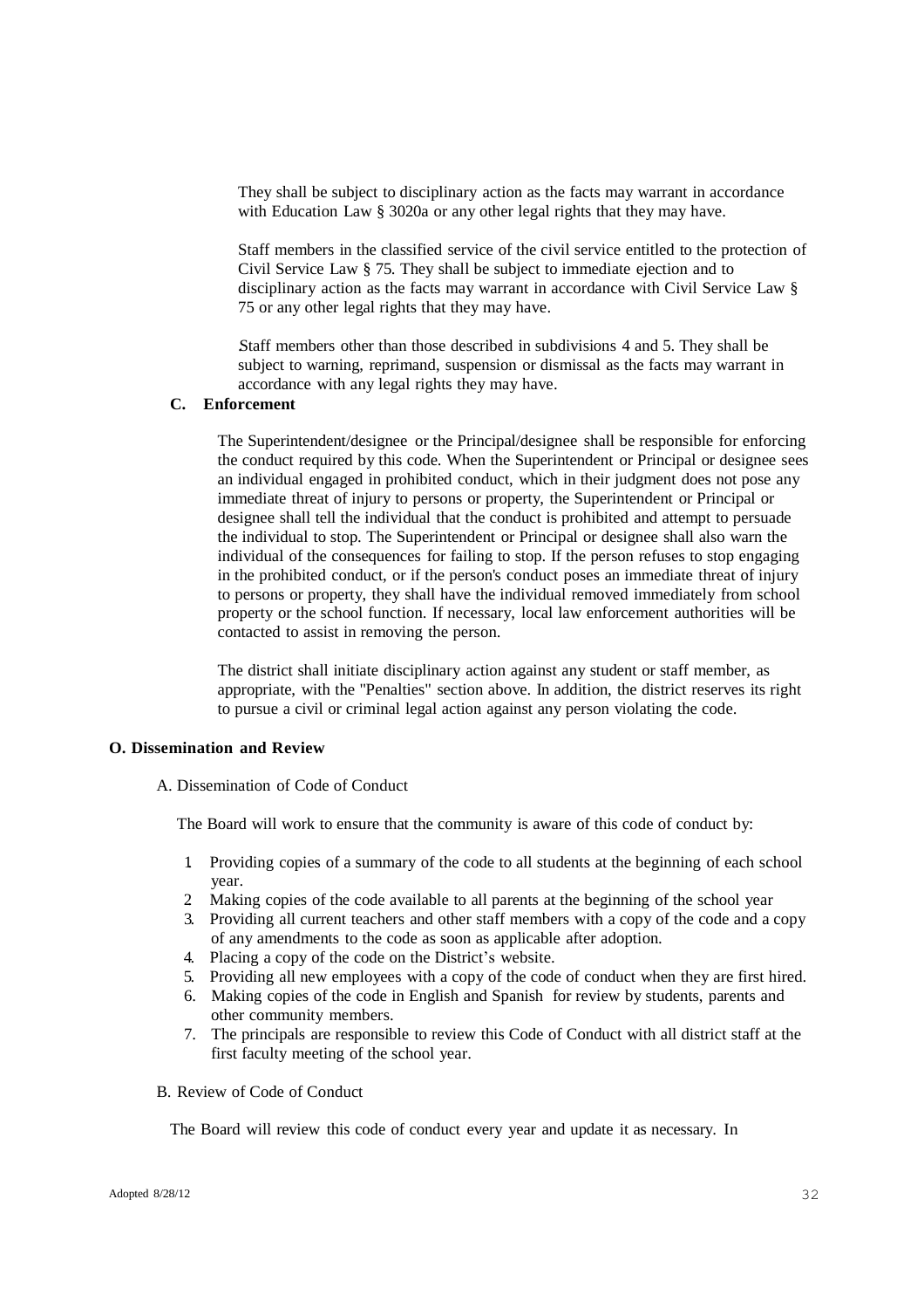They shall be subject to disciplinary action as the facts may warrant in accordance with Education Law § 3020a or any other legal rights that they may have.

Staff members in the classified service of the civil service entitled to the protection of Civil Service Law § 75. They shall be subject to immediate ejection and to disciplinary action as the facts may warrant in accordance with Civil Service Law § 75 or any other legal rights that they may have.

Staff members other than those described in subdivisions 4 and 5. They shall be subject to warning, reprimand, suspension or dismissal as the facts may warrant in accordance with any legal rights they may have.

**C. Enforcement**

The Superintendent/designee or the Principal/designee shall be responsible for enforcing the conduct required by this code. When the Superintendent or Principal or designee sees an individual engaged in prohibited conduct, which in their judgment does not pose any immediate threat of injury to persons or property, the Superintendent or Principal or designee shall tell the individual that the conduct is prohibited and attempt to persuade the individual to stop. The Superintendent or Principal or designee shall also warn the individual of the consequences for failing to stop. If the person refuses to stop engaging in the prohibited conduct, or if the person's conduct poses an immediate threat of injury to persons or property, they shall have the individual removed immediately from school property or the school function. If necessary, local law enforcement authorities will be contacted to assist in removing the person.

The district shall initiate disciplinary action against any student or staff member, as appropriate, with the "Penalties" section above. In addition, the district reserves its right to pursue a civil or criminal legal action against any person violating the code.

**O. Dissemination and Review**

A. Dissemination of Code of Conduct

The Board will work to ensure that the community is aware of this code of conduct by:

1. Providing copies of a summary of the code to all students at the beginning of each school year.
2. Making copies of the code available to all parents at the beginning of the school year
3. Providing all current teachers and other staff members with a copy of the code and a copy of any amendments to the code as soon as applicable after adoption.
4. Placing a copy of the code on the District's website.
5. Providing all new employees with a copy of the code of conduct when they are first hired.
6. Making copies of the code in English and Spanish for review by students, parents and other community members.
7. The principals are responsible to review this Code of Conduct with all district staff at the first faculty meeting of the school year.

B. Review of Code of Conduct

The Board will review this code of conduct every year and update it as necessary. In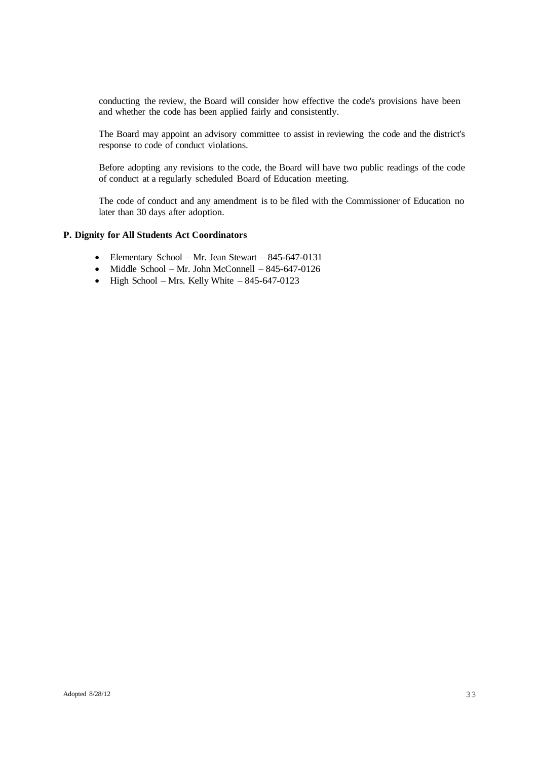conducting the review, the Board will consider how effective the code's provisions have been and whether the code has been applied fairly and consistently.

The Board may appoint an advisory committee to assist in reviewing the code and the district's response to code of conduct violations.

Before adopting any revisions to the code, the Board will have two public readings of the code of conduct at a regularly scheduled Board of Education meeting.

The code of conduct and any amendment is to be filed with the Commissioner of Education no later than 30 days after adoption.

**P. Dignity for All Students Act Coordinators**

- Elementary School – Mr. Jean Stewart – 845-647-0131
- Middle School – Mr. John McConnell – 845-647-0126
- High School – Mrs. Kelly White – 845-647-0123

Adopted 8/28/12